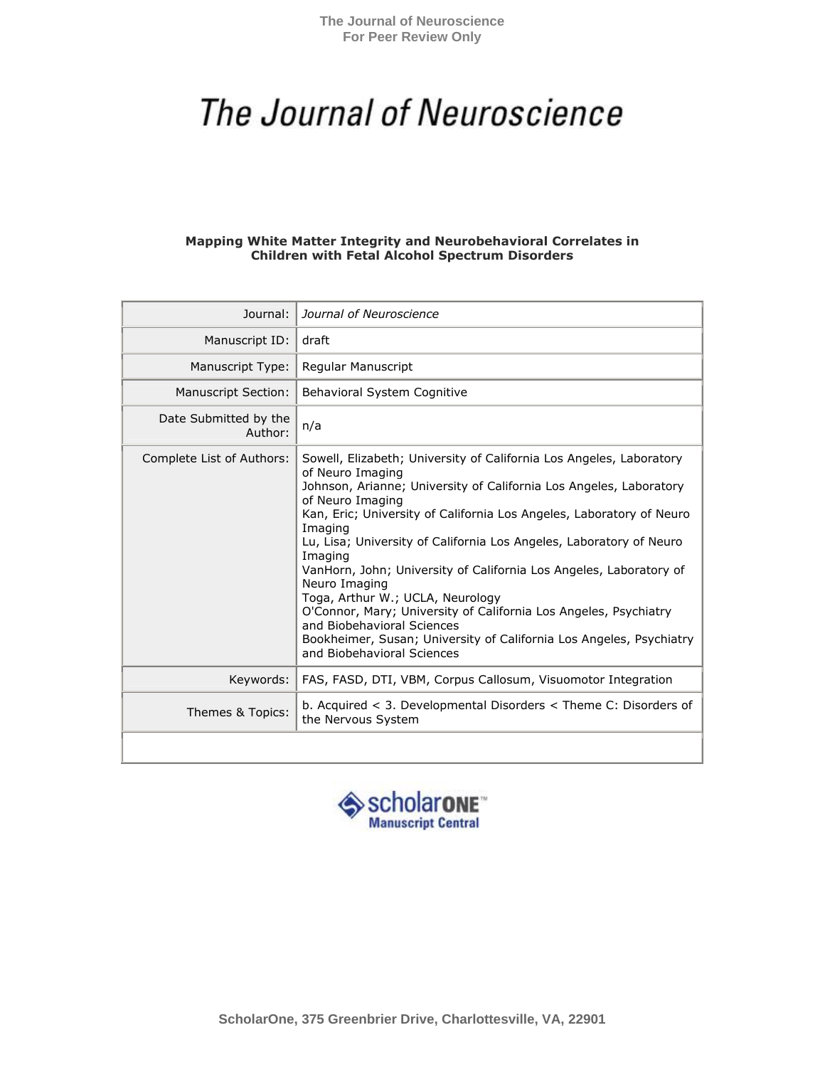The Journal of Neuroscience
For Peer Review Only

# The Journal of Neuroscience

**Mapping White Matter Integrity and Neurobehavioral Correlates in Children with Fetal Alcohol Spectrum Disorders**

| | |
|---|---|
| Journal: | *Journal of Neuroscience* |
| Manuscript ID: | draft |
| Manuscript Type: | Regular Manuscript |
| Manuscript Section: | Behavioral System Cognitive |
| Date Submitted by the Author: | n/a |
| Complete List of Authors: | Sowell, Elizabeth; University of California Los Angeles, Laboratory of Neuro Imaging<br>Johnson, Arianne; University of California Los Angeles, Laboratory of Neuro Imaging<br>Kan, Eric; University of California Los Angeles, Laboratory of Neuro Imaging<br>Lu, Lisa; University of California Los Angeles, Laboratory of Neuro Imaging<br>VanHorn, John; University of California Los Angeles, Laboratory of Neuro Imaging<br>Toga, Arthur W.; UCLA, Neurology<br>O'Connor, Mary; University of California Los Angeles, Psychiatry and Biobehavioral Sciences<br>Bookheimer, Susan; University of California Los Angeles, Psychiatry and Biobehavioral Sciences |
| Keywords: | FAS, FASD, DTI, VBM, Corpus Callosum, Visuomotor Integration |
| Themes & Topics: | b. Acquired < 3. Developmental Disorders < Theme C: Disorders of the Nervous System |

ScholarOne Manuscript Central

ScholarOne, 375 Greenbrier Drive, Charlottesville, VA, 22901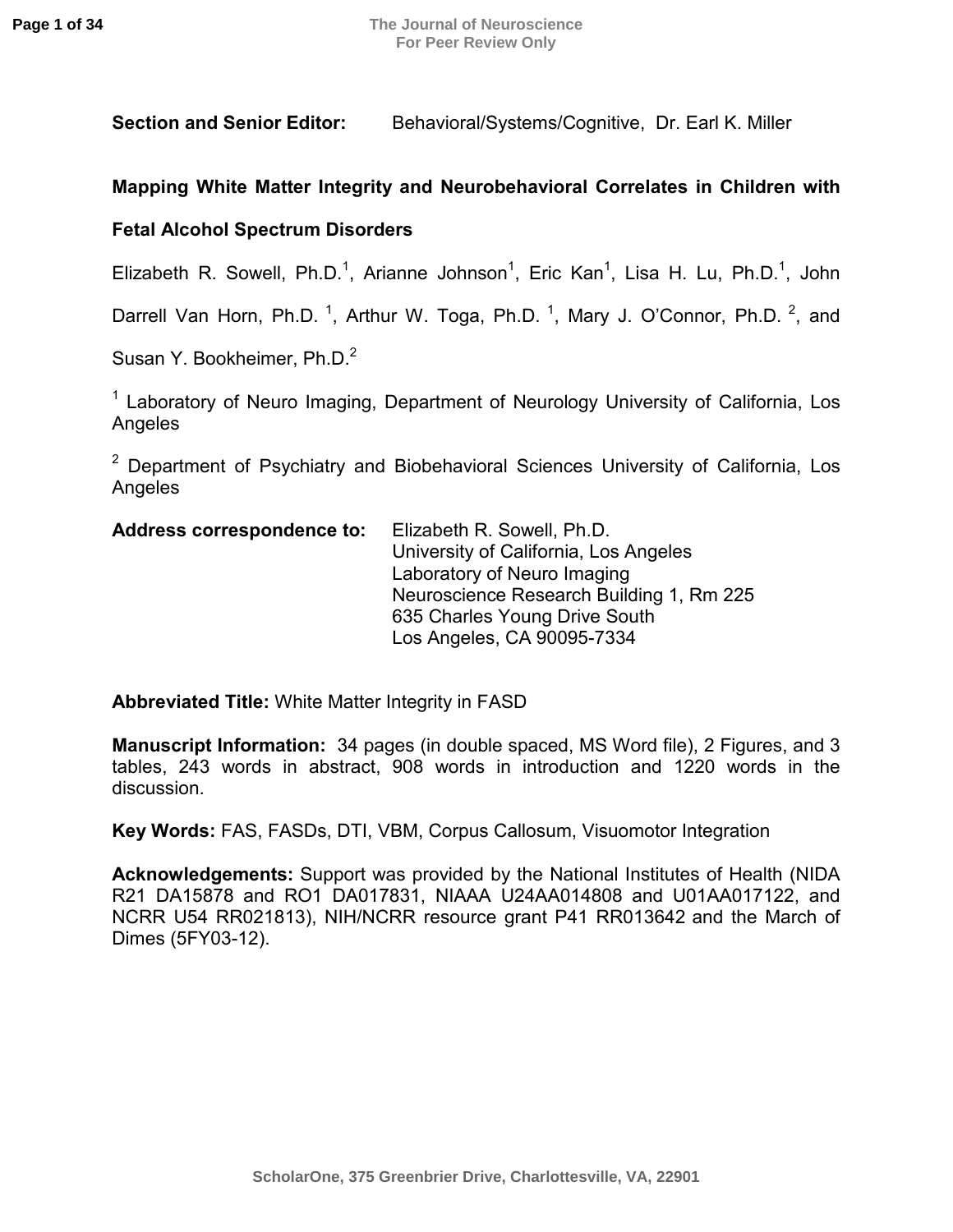**Section and Senior Editor:** Behavioral/Systems/Cognitive, Dr. Earl K. Miller

**Mapping White Matter Integrity and Neurobehavioral Correlates in Children with Fetal Alcohol Spectrum Disorders**

Elizabeth R. Sowell, Ph.D.[1], Arianne Johnson[1], Eric Kan[1], Lisa H. Lu, Ph.D.[1], John Darrell Van Horn, Ph.D. [1], Arthur W. Toga, Ph.D. [1], Mary J. O'Connor, Ph.D. [2], and Susan Y. Bookheimer, Ph.D.[2]

[1] Laboratory of Neuro Imaging, Department of Neurology University of California, Los Angeles

[2] Department of Psychiatry and Biobehavioral Sciences University of California, Los Angeles

**Address correspondence to:** Elizabeth R. Sowell, Ph.D.
University of California, Los Angeles
Laboratory of Neuro Imaging
Neuroscience Research Building 1, Rm 225
635 Charles Young Drive South
Los Angeles, CA 90095-7334

**Abbreviated Title:** White Matter Integrity in FASD

**Manuscript Information:** 34 pages (in double spaced, MS Word file), 2 Figures, and 3 tables, 243 words in abstract, 908 words in introduction and 1220 words in the discussion.

**Key Words:** FAS, FASDs, DTI, VBM, Corpus Callosum, Visuomotor Integration

**Acknowledgements:** Support was provided by the National Institutes of Health (NIDA R21 DA15878 and RO1 DA017831, NIAAA U24AA014808 and U01AA017122, and NCRR U54 RR021813), NIH/NCRR resource grant P41 RR013642 and the March of Dimes (5FY03-12).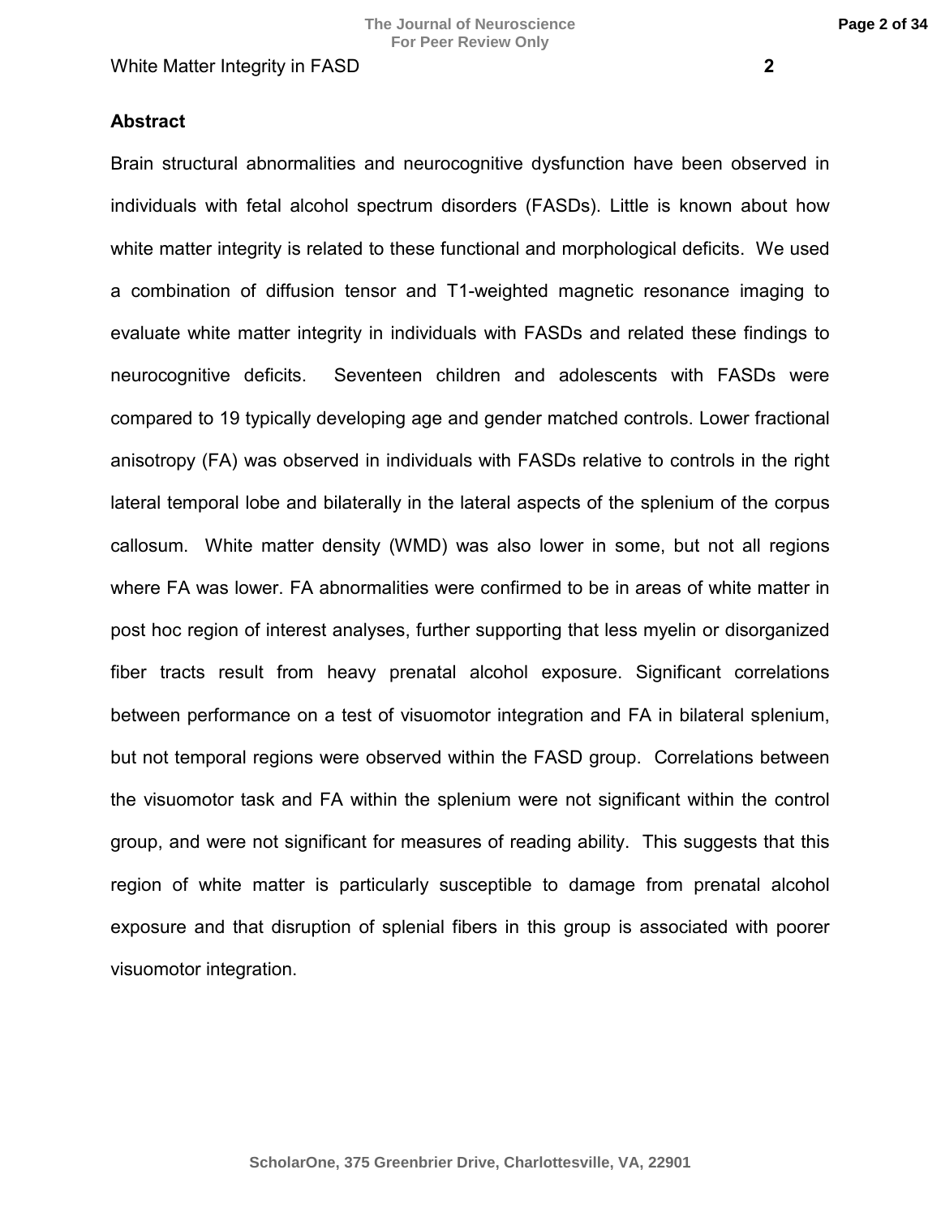## Abstract

Brain structural abnormalities and neurocognitive dysfunction have been observed in individuals with fetal alcohol spectrum disorders (FASDs). Little is known about how white matter integrity is related to these functional and morphological deficits. We used a combination of diffusion tensor and T1-weighted magnetic resonance imaging to evaluate white matter integrity in individuals with FASDs and related these findings to neurocognitive deficits. Seventeen children and adolescents with FASDs were compared to 19 typically developing age and gender matched controls. Lower fractional anisotropy (FA) was observed in individuals with FASDs relative to controls in the right lateral temporal lobe and bilaterally in the lateral aspects of the splenium of the corpus callosum. White matter density (WMD) was also lower in some, but not all regions where FA was lower. FA abnormalities were confirmed to be in areas of white matter in post hoc region of interest analyses, further supporting that less myelin or disorganized fiber tracts result from heavy prenatal alcohol exposure. Significant correlations between performance on a test of visuomotor integration and FA in bilateral splenium, but not temporal regions were observed within the FASD group. Correlations between the visuomotor task and FA within the splenium were not significant within the control group, and were not significant for measures of reading ability. This suggests that this region of white matter is particularly susceptible to damage from prenatal alcohol exposure and that disruption of splenial fibers in this group is associated with poorer visuomotor integration.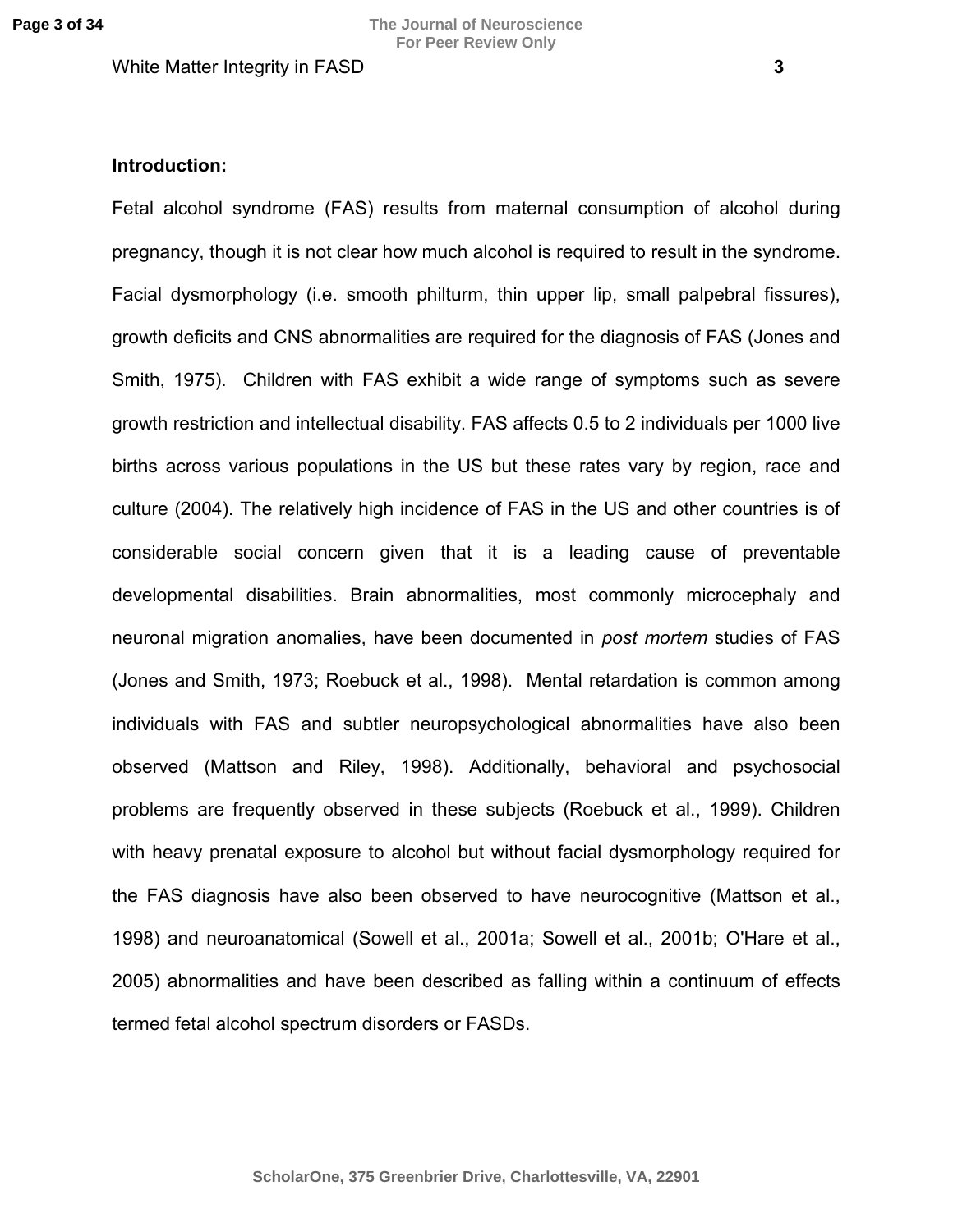**Introduction:**

Fetal alcohol syndrome (FAS) results from maternal consumption of alcohol during pregnancy, though it is not clear how much alcohol is required to result in the syndrome. Facial dysmorphology (i.e. smooth philturm, thin upper lip, small palpebral fissures), growth deficits and CNS abnormalities are required for the diagnosis of FAS (Jones and Smith, 1975). Children with FAS exhibit a wide range of symptoms such as severe growth restriction and intellectual disability. FAS affects 0.5 to 2 individuals per 1000 live births across various populations in the US but these rates vary by region, race and culture (2004). The relatively high incidence of FAS in the US and other countries is of considerable social concern given that it is a leading cause of preventable developmental disabilities. Brain abnormalities, most commonly microcephaly and neuronal migration anomalies, have been documented in *post mortem* studies of FAS (Jones and Smith, 1973; Roebuck et al., 1998). Mental retardation is common among individuals with FAS and subtler neuropsychological abnormalities have also been observed (Mattson and Riley, 1998). Additionally, behavioral and psychosocial problems are frequently observed in these subjects (Roebuck et al., 1999). Children with heavy prenatal exposure to alcohol but without facial dysmorphology required for the FAS diagnosis have also been observed to have neurocognitive (Mattson et al., 1998) and neuroanatomical (Sowell et al., 2001a; Sowell et al., 2001b; O'Hare et al., 2005) abnormalities and have been described as falling within a continuum of effects termed fetal alcohol spectrum disorders or FASDs.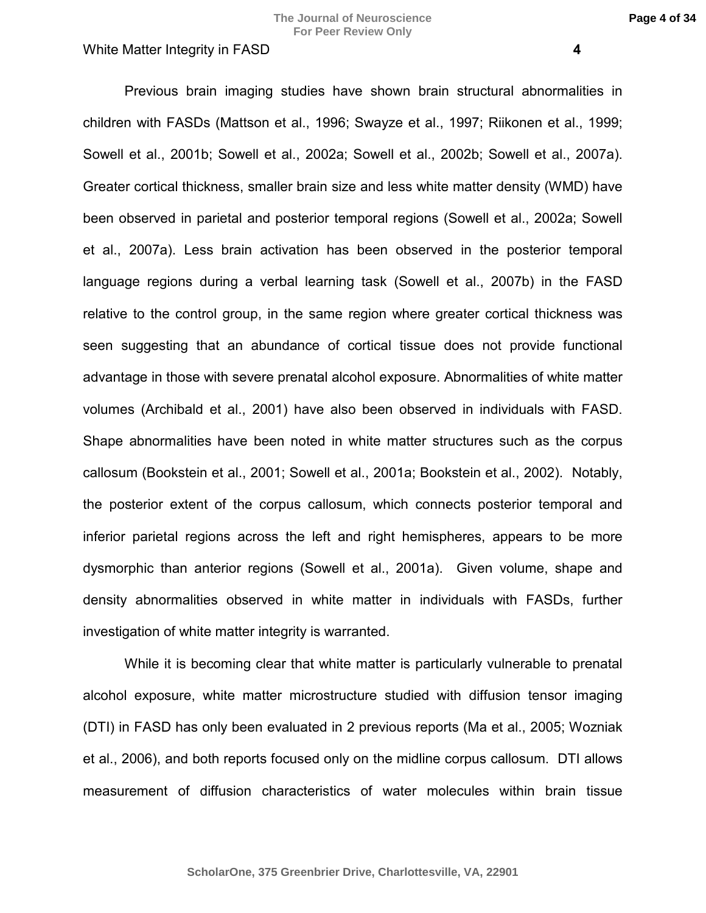Previous brain imaging studies have shown brain structural abnormalities in children with FASDs (Mattson et al., 1996; Swayze et al., 1997; Riikonen et al., 1999; Sowell et al., 2001b; Sowell et al., 2002a; Sowell et al., 2002b; Sowell et al., 2007a). Greater cortical thickness, smaller brain size and less white matter density (WMD) have been observed in parietal and posterior temporal regions (Sowell et al., 2002a; Sowell et al., 2007a). Less brain activation has been observed in the posterior temporal language regions during a verbal learning task (Sowell et al., 2007b) in the FASD relative to the control group, in the same region where greater cortical thickness was seen suggesting that an abundance of cortical tissue does not provide functional advantage in those with severe prenatal alcohol exposure. Abnormalities of white matter volumes (Archibald et al., 2001) have also been observed in individuals with FASD. Shape abnormalities have been noted in white matter structures such as the corpus callosum (Bookstein et al., 2001; Sowell et al., 2001a; Bookstein et al., 2002). Notably, the posterior extent of the corpus callosum, which connects posterior temporal and inferior parietal regions across the left and right hemispheres, appears to be more dysmorphic than anterior regions (Sowell et al., 2001a). Given volume, shape and density abnormalities observed in white matter in individuals with FASDs, further investigation of white matter integrity is warranted.

While it is becoming clear that white matter is particularly vulnerable to prenatal alcohol exposure, white matter microstructure studied with diffusion tensor imaging (DTI) in FASD has only been evaluated in 2 previous reports (Ma et al., 2005; Wozniak et al., 2006), and both reports focused only on the midline corpus callosum. DTI allows measurement of diffusion characteristics of water molecules within brain tissue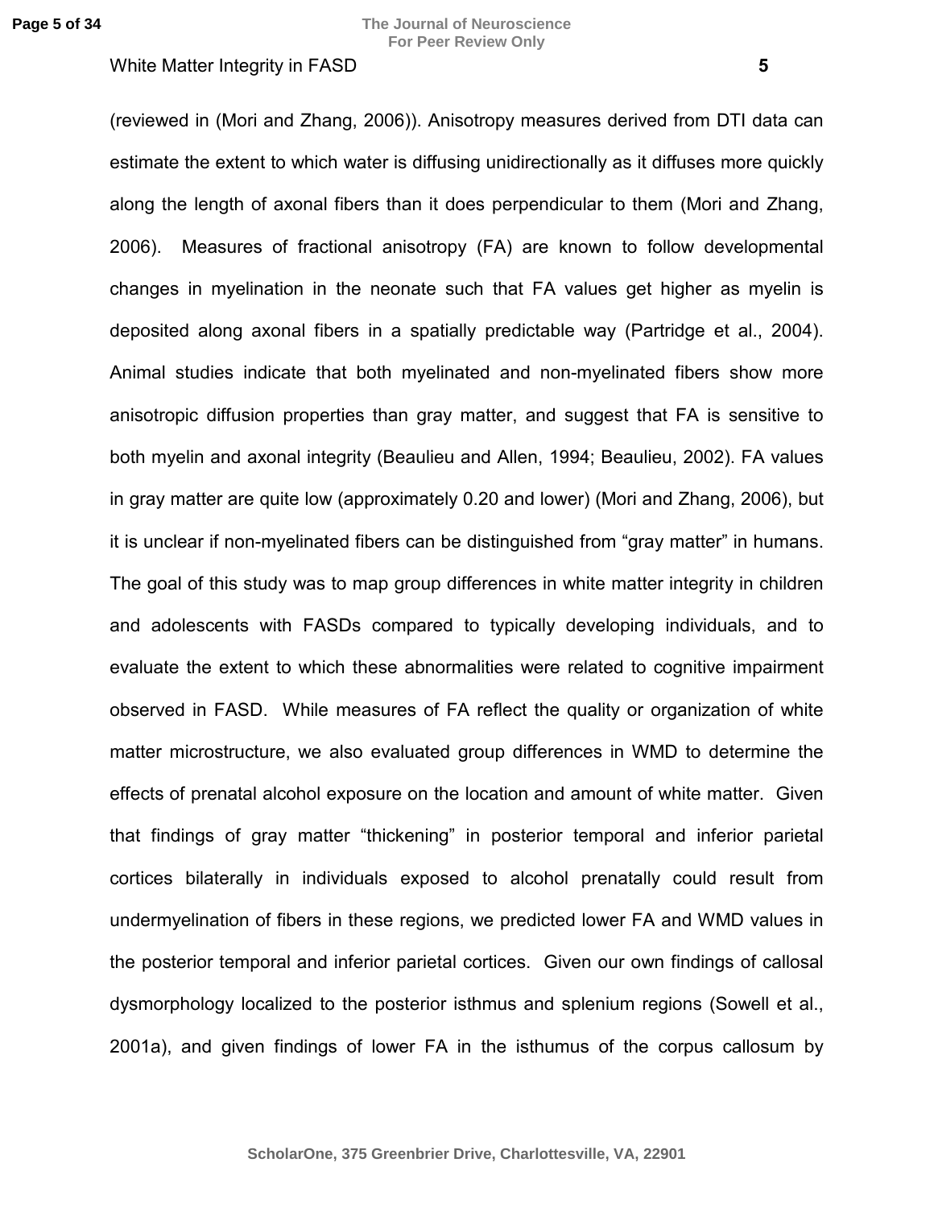(reviewed in (Mori and Zhang, 2006)). Anisotropy measures derived from DTI data can estimate the extent to which water is diffusing unidirectionally as it diffuses more quickly along the length of axonal fibers than it does perpendicular to them (Mori and Zhang, 2006). Measures of fractional anisotropy (FA) are known to follow developmental changes in myelination in the neonate such that FA values get higher as myelin is deposited along axonal fibers in a spatially predictable way (Partridge et al., 2004). Animal studies indicate that both myelinated and non-myelinated fibers show more anisotropic diffusion properties than gray matter, and suggest that FA is sensitive to both myelin and axonal integrity (Beaulieu and Allen, 1994; Beaulieu, 2002). FA values in gray matter are quite low (approximately 0.20 and lower) (Mori and Zhang, 2006), but it is unclear if non-myelinated fibers can be distinguished from "gray matter" in humans. The goal of this study was to map group differences in white matter integrity in children and adolescents with FASDs compared to typically developing individuals, and to evaluate the extent to which these abnormalities were related to cognitive impairment observed in FASD. While measures of FA reflect the quality or organization of white matter microstructure, we also evaluated group differences in WMD to determine the effects of prenatal alcohol exposure on the location and amount of white matter. Given that findings of gray matter "thickening" in posterior temporal and inferior parietal cortices bilaterally in individuals exposed to alcohol prenatally could result from undermyelination of fibers in these regions, we predicted lower FA and WMD values in the posterior temporal and inferior parietal cortices. Given our own findings of callosal dysmorphology localized to the posterior isthmus and splenium regions (Sowell et al., 2001a), and given findings of lower FA in the isthumus of the corpus callosum by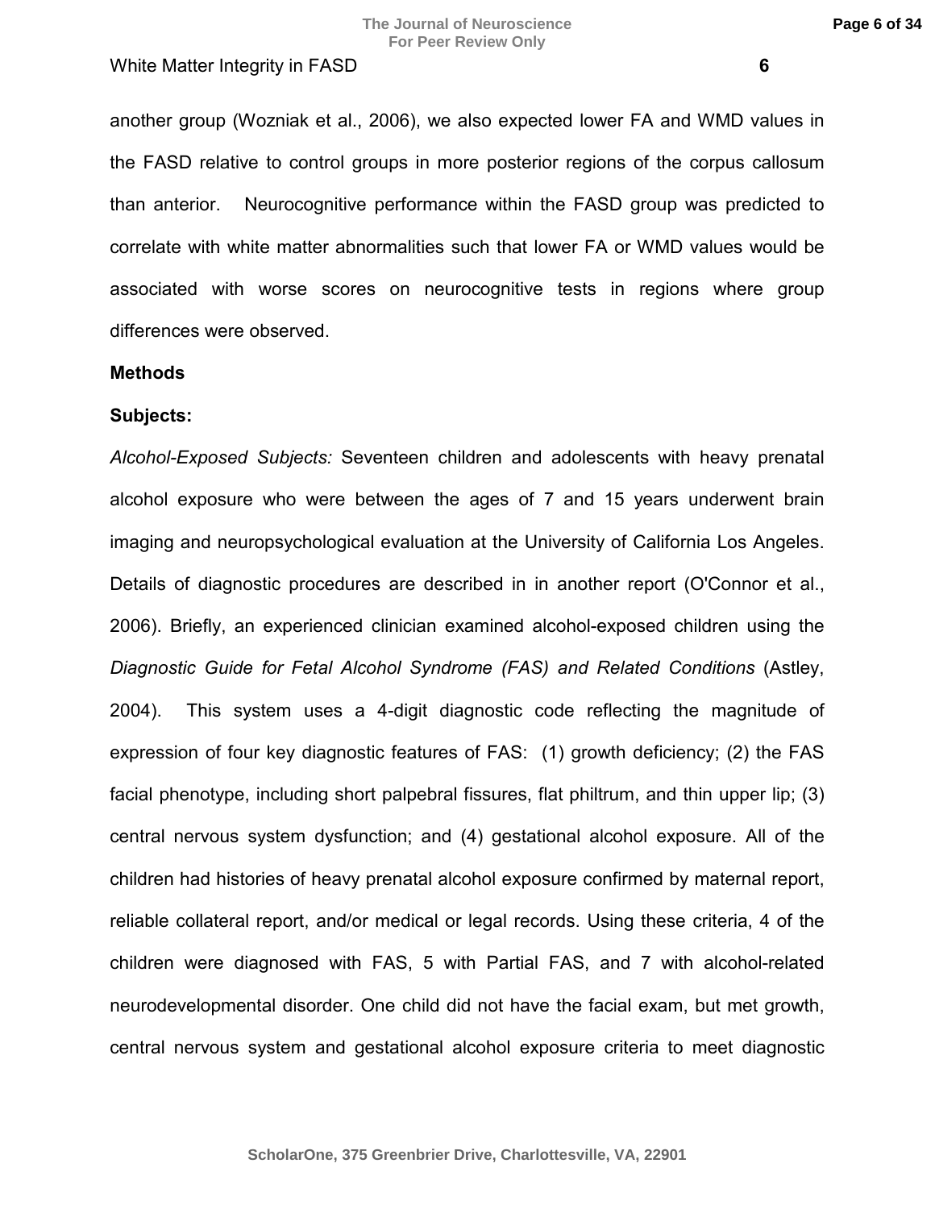another group (Wozniak et al., 2006), we also expected lower FA and WMD values in the FASD relative to control groups in more posterior regions of the corpus callosum than anterior. Neurocognitive performance within the FASD group was predicted to correlate with white matter abnormalities such that lower FA or WMD values would be associated with worse scores on neurocognitive tests in regions where group differences were observed.

## Methods

### Subjects:

*Alcohol-Exposed Subjects:* Seventeen children and adolescents with heavy prenatal alcohol exposure who were between the ages of 7 and 15 years underwent brain imaging and neuropsychological evaluation at the University of California Los Angeles. Details of diagnostic procedures are described in in another report (O'Connor et al., 2006). Briefly, an experienced clinician examined alcohol-exposed children using the *Diagnostic Guide for Fetal Alcohol Syndrome (FAS) and Related Conditions* (Astley, 2004). This system uses a 4-digit diagnostic code reflecting the magnitude of expression of four key diagnostic features of FAS: (1) growth deficiency; (2) the FAS facial phenotype, including short palpebral fissures, flat philtrum, and thin upper lip; (3) central nervous system dysfunction; and (4) gestational alcohol exposure. All of the children had histories of heavy prenatal alcohol exposure confirmed by maternal report, reliable collateral report, and/or medical or legal records. Using these criteria, 4 of the children were diagnosed with FAS, 5 with Partial FAS, and 7 with alcohol-related neurodevelopmental disorder. One child did not have the facial exam, but met growth, central nervous system and gestational alcohol exposure criteria to meet diagnostic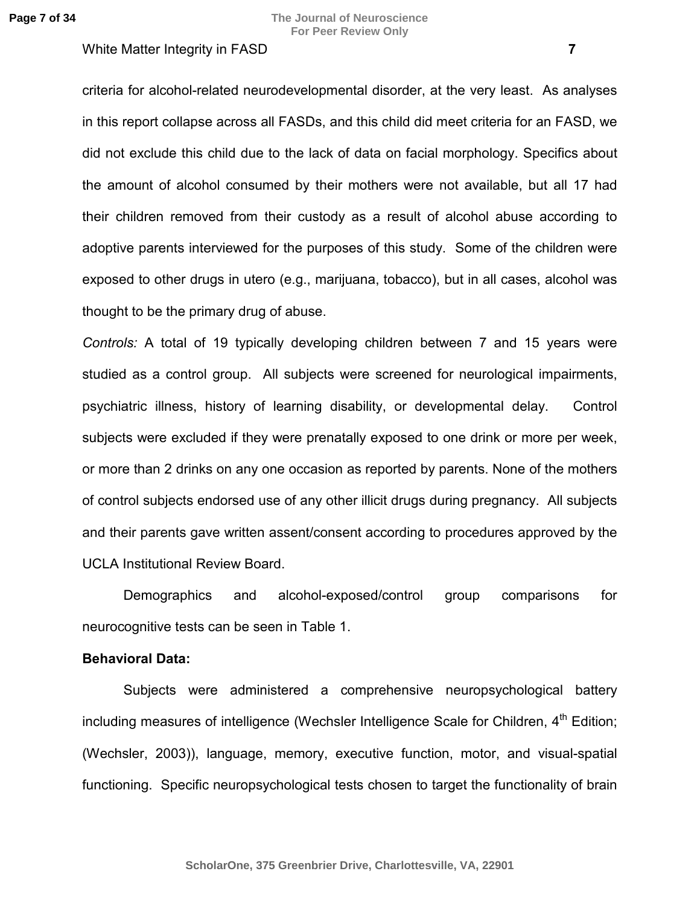criteria for alcohol-related neurodevelopmental disorder, at the very least. As analyses in this report collapse across all FASDs, and this child did meet criteria for an FASD, we did not exclude this child due to the lack of data on facial morphology. Specifics about the amount of alcohol consumed by their mothers were not available, but all 17 had their children removed from their custody as a result of alcohol abuse according to adoptive parents interviewed for the purposes of this study. Some of the children were exposed to other drugs in utero (e.g., marijuana, tobacco), but in all cases, alcohol was thought to be the primary drug of abuse.

*Controls:* A total of 19 typically developing children between 7 and 15 years were studied as a control group. All subjects were screened for neurological impairments, psychiatric illness, history of learning disability, or developmental delay. Control subjects were excluded if they were prenatally exposed to one drink or more per week, or more than 2 drinks on any one occasion as reported by parents. None of the mothers of control subjects endorsed use of any other illicit drugs during pregnancy. All subjects and their parents gave written assent/consent according to procedures approved by the UCLA Institutional Review Board.

Demographics and alcohol-exposed/control group comparisons for neurocognitive tests can be seen in Table 1.

**Behavioral Data:**

Subjects were administered a comprehensive neuropsychological battery including measures of intelligence (Wechsler Intelligence Scale for Children, 4th Edition; (Wechsler, 2003)), language, memory, executive function, motor, and visual-spatial functioning. Specific neuropsychological tests chosen to target the functionality of brain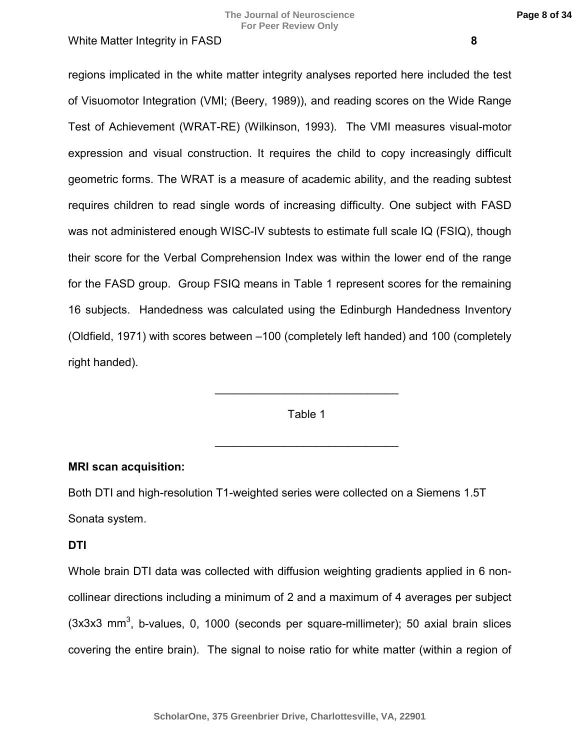regions implicated in the white matter integrity analyses reported here included the test of Visuomotor Integration (VMI; (Beery, 1989)), and reading scores on the Wide Range Test of Achievement (WRAT-RE) (Wilkinson, 1993). The VMI measures visual-motor expression and visual construction. It requires the child to copy increasingly difficult geometric forms. The WRAT is a measure of academic ability, and the reading subtest requires children to read single words of increasing difficulty. One subject with FASD was not administered enough WISC-IV subtests to estimate full scale IQ (FSIQ), though their score for the Verbal Comprehension Index was within the lower end of the range for the FASD group. Group FSIQ means in Table 1 represent scores for the remaining 16 subjects. Handedness was calculated using the Edinburgh Handedness Inventory (Oldfield, 1971) with scores between –100 (completely left handed) and 100 (completely right handed).

---

Table 1

---

**MRI scan acquisition:**

Both DTI and high-resolution T1-weighted series were collected on a Siemens 1.5T Sonata system.

**DTI**

Whole brain DTI data was collected with diffusion weighting gradients applied in 6 non-collinear directions including a minimum of 2 and a maximum of 4 averages per subject (3x3x3 $mm^3$, b-values, 0, 1000 (seconds per square-millimeter); 50 axial brain slices covering the entire brain). The signal to noise ratio for white matter (within a region of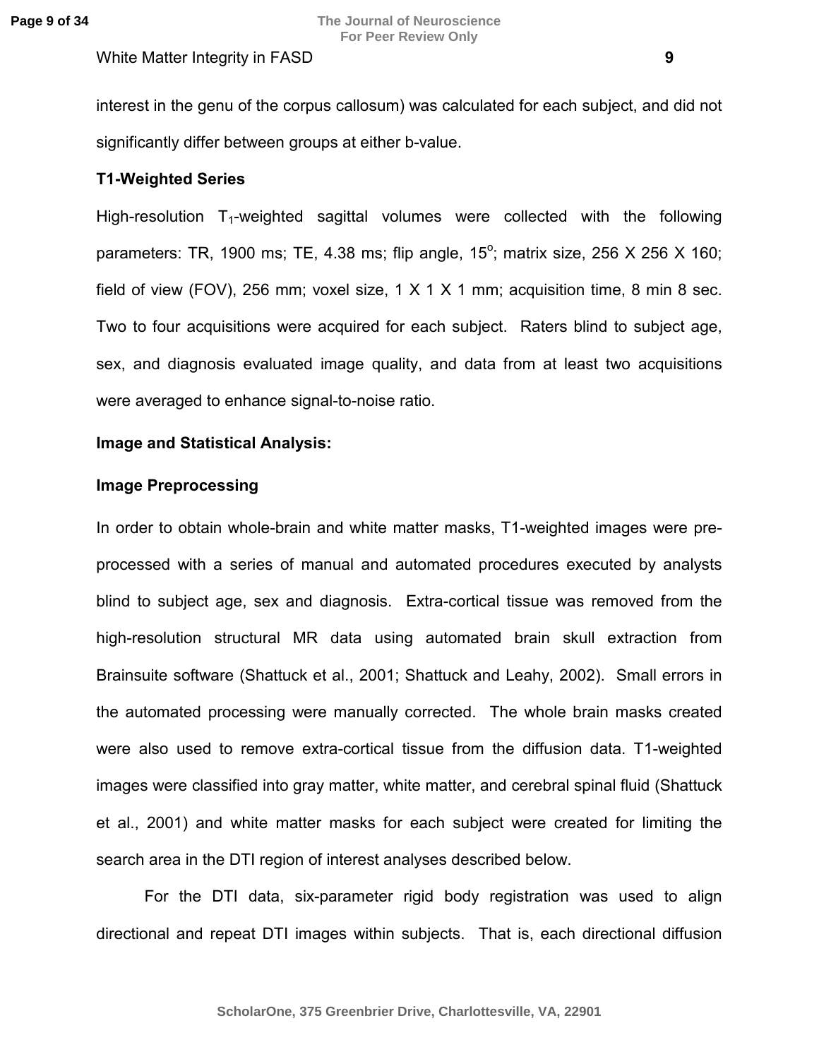interest in the genu of the corpus callosum) was calculated for each subject, and did not significantly differ between groups at either b-value.

**T1-Weighted Series**

High-resolution $T_1$-weighted sagittal volumes were collected with the following parameters: TR, 1900 ms; TE, 4.38 ms; flip angle, $15^o$; matrix size, 256 X 256 X 160; field of view (FOV), 256 mm; voxel size, 1 X 1 X 1 mm; acquisition time, 8 min 8 sec. Two to four acquisitions were acquired for each subject. Raters blind to subject age, sex, and diagnosis evaluated image quality, and data from at least two acquisitions were averaged to enhance signal-to-noise ratio.

**Image and Statistical Analysis:**

**Image Preprocessing**

In order to obtain whole-brain and white matter masks, T1-weighted images were pre-processed with a series of manual and automated procedures executed by analysts blind to subject age, sex and diagnosis. Extra-cortical tissue was removed from the high-resolution structural MR data using automated brain skull extraction from Brainsuite software (Shattuck et al., 2001; Shattuck and Leahy, 2002). Small errors in the automated processing were manually corrected. The whole brain masks created were also used to remove extra-cortical tissue from the diffusion data. T1-weighted images were classified into gray matter, white matter, and cerebral spinal fluid (Shattuck et al., 2001) and white matter masks for each subject were created for limiting the search area in the DTI region of interest analyses described below.

For the DTI data, six-parameter rigid body registration was used to align directional and repeat DTI images within subjects. That is, each directional diffusion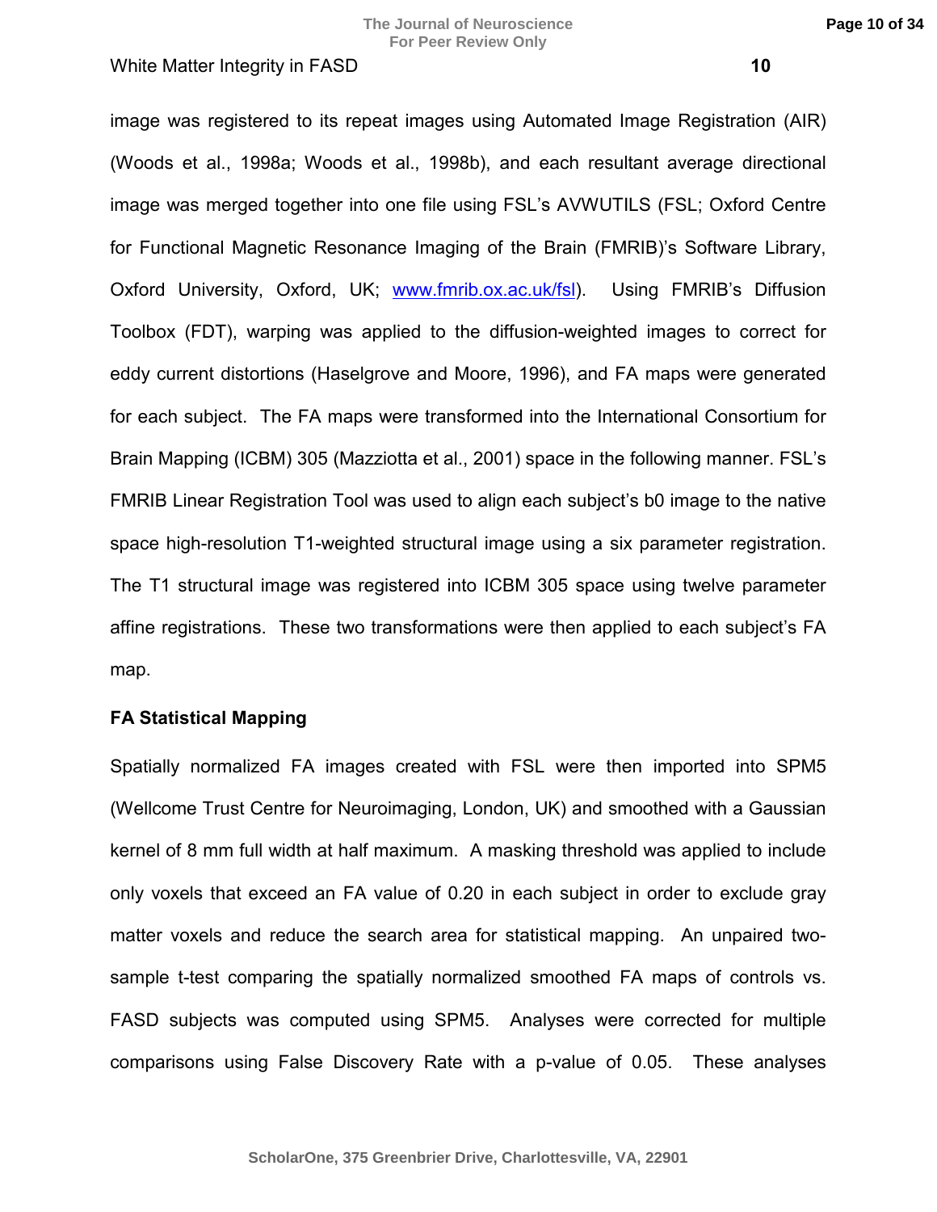image was registered to its repeat images using Automated Image Registration (AIR) (Woods et al., 1998a; Woods et al., 1998b), and each resultant average directional image was merged together into one file using FSL's AVWUTILS (FSL; Oxford Centre for Functional Magnetic Resonance Imaging of the Brain (FMRIB)'s Software Library, Oxford University, Oxford, UK; www.fmrib.ox.ac.uk/fsl). Using FMRIB's Diffusion Toolbox (FDT), warping was applied to the diffusion-weighted images to correct for eddy current distortions (Haselgrove and Moore, 1996), and FA maps were generated for each subject. The FA maps were transformed into the International Consortium for Brain Mapping (ICBM) 305 (Mazziotta et al., 2001) space in the following manner. FSL's FMRIB Linear Registration Tool was used to align each subject's b0 image to the native space high-resolution T1-weighted structural image using a six parameter registration. The T1 structural image was registered into ICBM 305 space using twelve parameter affine registrations. These two transformations were then applied to each subject's FA map.

**FA Statistical Mapping**

Spatially normalized FA images created with FSL were then imported into SPM5 (Wellcome Trust Centre for Neuroimaging, London, UK) and smoothed with a Gaussian kernel of 8 mm full width at half maximum. A masking threshold was applied to include only voxels that exceed an FA value of 0.20 in each subject in order to exclude gray matter voxels and reduce the search area for statistical mapping. An unpaired two-sample t-test comparing the spatially normalized smoothed FA maps of controls vs. FASD subjects was computed using SPM5. Analyses were corrected for multiple comparisons using False Discovery Rate with a p-value of 0.05. These analyses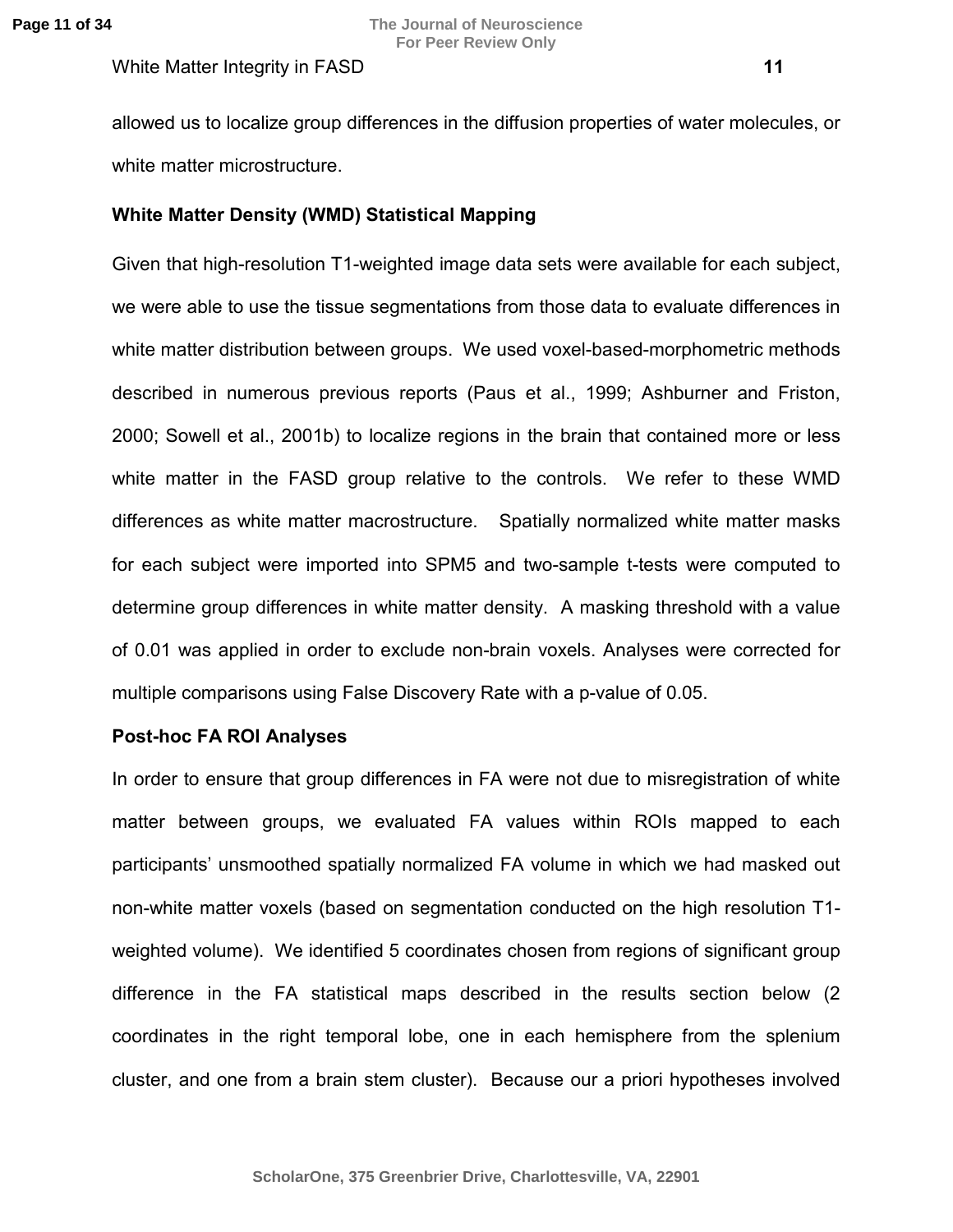allowed us to localize group differences in the diffusion properties of water molecules, or white matter microstructure.

### White Matter Density (WMD) Statistical Mapping

Given that high-resolution T1-weighted image data sets were available for each subject, we were able to use the tissue segmentations from those data to evaluate differences in white matter distribution between groups. We used voxel-based-morphometric methods described in numerous previous reports (Paus et al., 1999; Ashburner and Friston, 2000; Sowell et al., 2001b) to localize regions in the brain that contained more or less white matter in the FASD group relative to the controls. We refer to these WMD differences as white matter macrostructure. Spatially normalized white matter masks for each subject were imported into SPM5 and two-sample t-tests were computed to determine group differences in white matter density. A masking threshold with a value of 0.01 was applied in order to exclude non-brain voxels. Analyses were corrected for multiple comparisons using False Discovery Rate with a p-value of 0.05.

### Post-hoc FA ROI Analyses

In order to ensure that group differences in FA were not due to misregistration of white matter between groups, we evaluated FA values within ROIs mapped to each participants' unsmoothed spatially normalized FA volume in which we had masked out non-white matter voxels (based on segmentation conducted on the high resolution T1-weighted volume). We identified 5 coordinates chosen from regions of significant group difference in the FA statistical maps described in the results section below (2 coordinates in the right temporal lobe, one in each hemisphere from the splenium cluster, and one from a brain stem cluster). Because our a priori hypotheses involved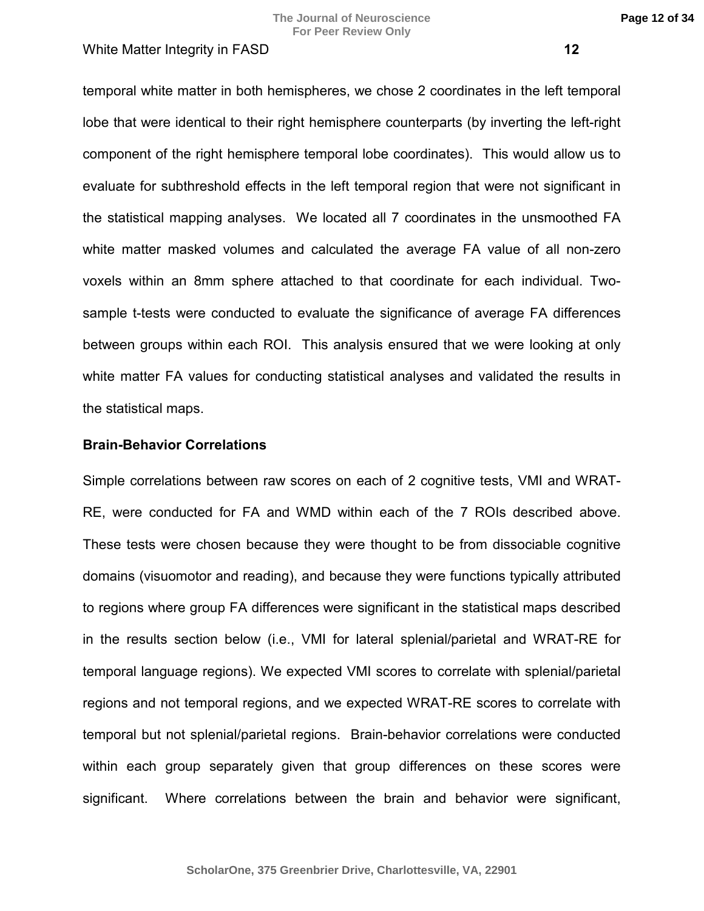temporal white matter in both hemispheres, we chose 2 coordinates in the left temporal lobe that were identical to their right hemisphere counterparts (by inverting the left-right component of the right hemisphere temporal lobe coordinates). This would allow us to evaluate for subthreshold effects in the left temporal region that were not significant in the statistical mapping analyses. We located all 7 coordinates in the unsmoothed FA white matter masked volumes and calculated the average FA value of all non-zero voxels within an 8mm sphere attached to that coordinate for each individual. Two-sample t-tests were conducted to evaluate the significance of average FA differences between groups within each ROI. This analysis ensured that we were looking at only white matter FA values for conducting statistical analyses and validated the results in the statistical maps.

**Brain-Behavior Correlations**

Simple correlations between raw scores on each of 2 cognitive tests, VMI and WRAT-RE, were conducted for FA and WMD within each of the 7 ROIs described above. These tests were chosen because they were thought to be from dissociable cognitive domains (visuomotor and reading), and because they were functions typically attributed to regions where group FA differences were significant in the statistical maps described in the results section below (i.e., VMI for lateral splenial/parietal and WRAT-RE for temporal language regions). We expected VMI scores to correlate with splenial/parietal regions and not temporal regions, and we expected WRAT-RE scores to correlate with temporal but not splenial/parietal regions. Brain-behavior correlations were conducted within each group separately given that group differences on these scores were significant. Where correlations between the brain and behavior were significant,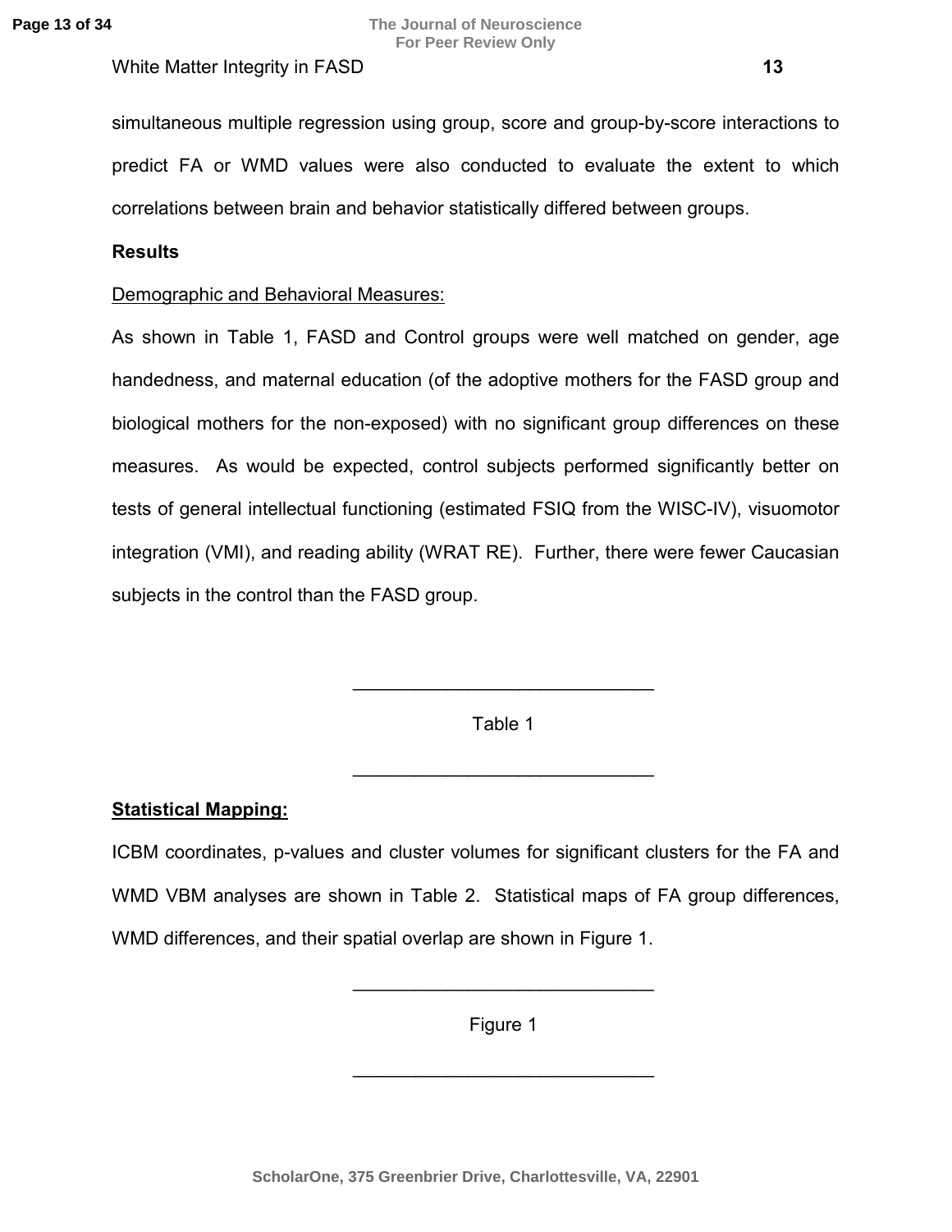simultaneous multiple regression using group, score and group-by-score interactions to predict FA or WMD values were also conducted to evaluate the extent to which correlations between brain and behavior statistically differed between groups.

**Results**

Demographic and Behavioral Measures:

As shown in Table 1, FASD and Control groups were well matched on gender, age handedness, and maternal education (of the adoptive mothers for the FASD group and biological mothers for the non-exposed) with no significant group differences on these measures. As would be expected, control subjects performed significantly better on tests of general intellectual functioning (estimated FSIQ from the WISC-IV), visuomotor integration (VMI), and reading ability (WRAT RE). Further, there were fewer Caucasian subjects in the control than the FASD group.

---

Table 1

---

**Statistical Mapping:**

ICBM coordinates, p-values and cluster volumes for significant clusters for the FA and WMD VBM analyses are shown in Table 2. Statistical maps of FA group differences, WMD differences, and their spatial overlap are shown in Figure 1.

---

Figure 1

---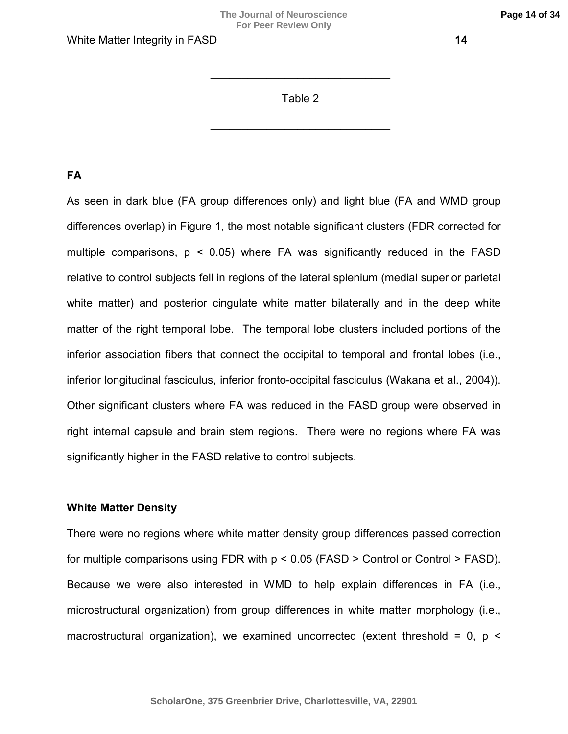______________________________

Table 2

______________________________

**FA**

As seen in dark blue (FA group differences only) and light blue (FA and WMD group differences overlap) in Figure 1, the most notable significant clusters (FDR corrected for multiple comparisons, $p < 0.05$) where FA was significantly reduced in the FASD relative to control subjects fell in regions of the lateral splenium (medial superior parietal white matter) and posterior cingulate white matter bilaterally and in the deep white matter of the right temporal lobe. The temporal lobe clusters included portions of the inferior association fibers that connect the occipital to temporal and frontal lobes (i.e., inferior longitudinal fasciculus, inferior fronto-occipital fasciculus (Wakana et al., 2004)). Other significant clusters where FA was reduced in the FASD group were observed in right internal capsule and brain stem regions. There were no regions where FA was significantly higher in the FASD relative to control subjects.

**White Matter Density**

There were no regions where white matter density group differences passed correction for multiple comparisons using FDR with $p < 0.05$ (FASD > Control or Control > FASD). Because we were also interested in WMD to help explain differences in FA (i.e., microstructural organization) from group differences in white matter morphology (i.e., macrostructural organization), we examined uncorrected (extent threshold = 0, p <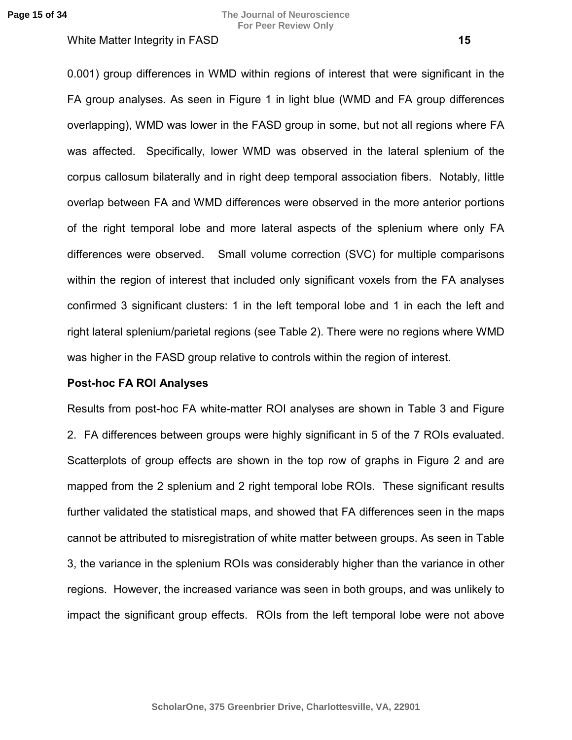0.001) group differences in WMD within regions of interest that were significant in the FA group analyses. As seen in Figure 1 in light blue (WMD and FA group differences overlapping), WMD was lower in the FASD group in some, but not all regions where FA was affected. Specifically, lower WMD was observed in the lateral splenium of the corpus callosum bilaterally and in right deep temporal association fibers. Notably, little overlap between FA and WMD differences were observed in the more anterior portions of the right temporal lobe and more lateral aspects of the splenium where only FA differences were observed. Small volume correction (SVC) for multiple comparisons within the region of interest that included only significant voxels from the FA analyses confirmed 3 significant clusters: 1 in the left temporal lobe and 1 in each the left and right lateral splenium/parietal regions (see Table 2). There were no regions where WMD was higher in the FASD group relative to controls within the region of interest.

**Post-hoc FA ROI Analyses**

Results from post-hoc FA white-matter ROI analyses are shown in Table 3 and Figure 2. FA differences between groups were highly significant in 5 of the 7 ROIs evaluated. Scatterplots of group effects are shown in the top row of graphs in Figure 2 and are mapped from the 2 splenium and 2 right temporal lobe ROIs. These significant results further validated the statistical maps, and showed that FA differences seen in the maps cannot be attributed to misregistration of white matter between groups. As seen in Table 3, the variance in the splenium ROIs was considerably higher than the variance in other regions. However, the increased variance was seen in both groups, and was unlikely to impact the significant group effects. ROIs from the left temporal lobe were not above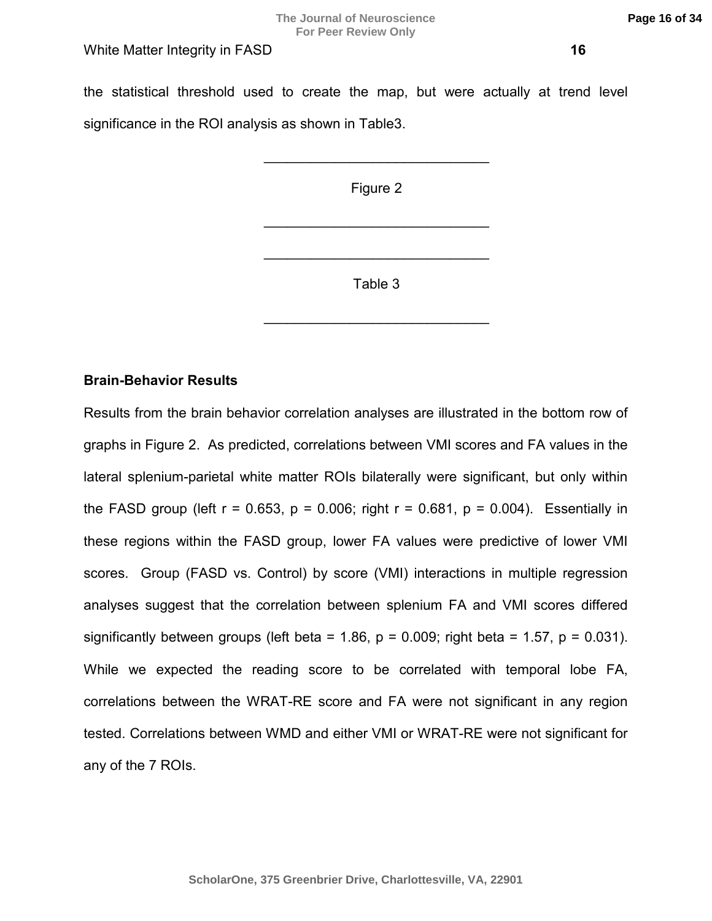the statistical threshold used to create the map, but were actually at trend level significance in the ROI analysis as shown in Table3.

______________________________

Figure 2

______________________________

______________________________

Table 3

______________________________

**Brain-Behavior Results**

Results from the brain behavior correlation analyses are illustrated in the bottom row of graphs in Figure 2. As predicted, correlations between VMI scores and FA values in the lateral splenium-parietal white matter ROIs bilaterally were significant, but only within the FASD group (left $r = 0.653$, $p = 0.006$; right $r = 0.681$, $p = 0.004$). Essentially in these regions within the FASD group, lower FA values were predictive of lower VMI scores. Group (FASD vs. Control) by score (VMI) interactions in multiple regression analyses suggest that the correlation between splenium FA and VMI scores differed significantly between groups (left beta = 1.86, $p = 0.009$; right beta = 1.57, $p = 0.031$). While we expected the reading score to be correlated with temporal lobe FA, correlations between the WRAT-RE score and FA were not significant in any region tested. Correlations between WMD and either VMI or WRAT-RE were not significant for any of the 7 ROIs.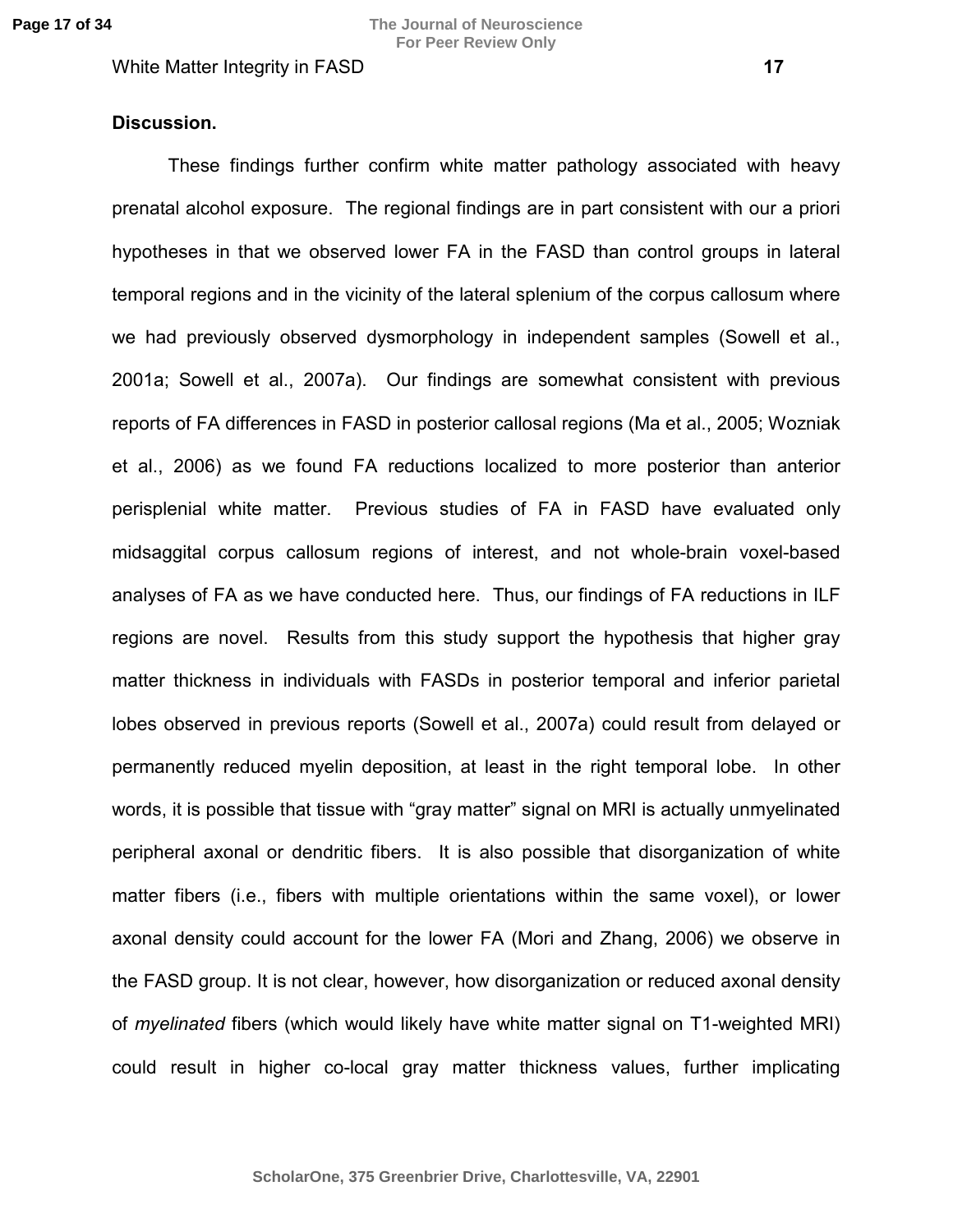**Discussion.**

These findings further confirm white matter pathology associated with heavy prenatal alcohol exposure. The regional findings are in part consistent with our a priori hypotheses in that we observed lower FA in the FASD than control groups in lateral temporal regions and in the vicinity of the lateral splenium of the corpus callosum where we had previously observed dysmorphology in independent samples (Sowell et al., 2001a; Sowell et al., 2007a). Our findings are somewhat consistent with previous reports of FA differences in FASD in posterior callosal regions (Ma et al., 2005; Wozniak et al., 2006) as we found FA reductions localized to more posterior than anterior perisplenial white matter. Previous studies of FA in FASD have evaluated only midsaggital corpus callosum regions of interest, and not whole-brain voxel-based analyses of FA as we have conducted here. Thus, our findings of FA reductions in ILF regions are novel. Results from this study support the hypothesis that higher gray matter thickness in individuals with FASDs in posterior temporal and inferior parietal lobes observed in previous reports (Sowell et al., 2007a) could result from delayed or permanently reduced myelin deposition, at least in the right temporal lobe. In other words, it is possible that tissue with "gray matter" signal on MRI is actually unmyelinated peripheral axonal or dendritic fibers. It is also possible that disorganization of white matter fibers (i.e., fibers with multiple orientations within the same voxel), or lower axonal density could account for the lower FA (Mori and Zhang, 2006) we observe in the FASD group. It is not clear, however, how disorganization or reduced axonal density of *myelinated* fibers (which would likely have white matter signal on T1-weighted MRI) could result in higher co-local gray matter thickness values, further implicating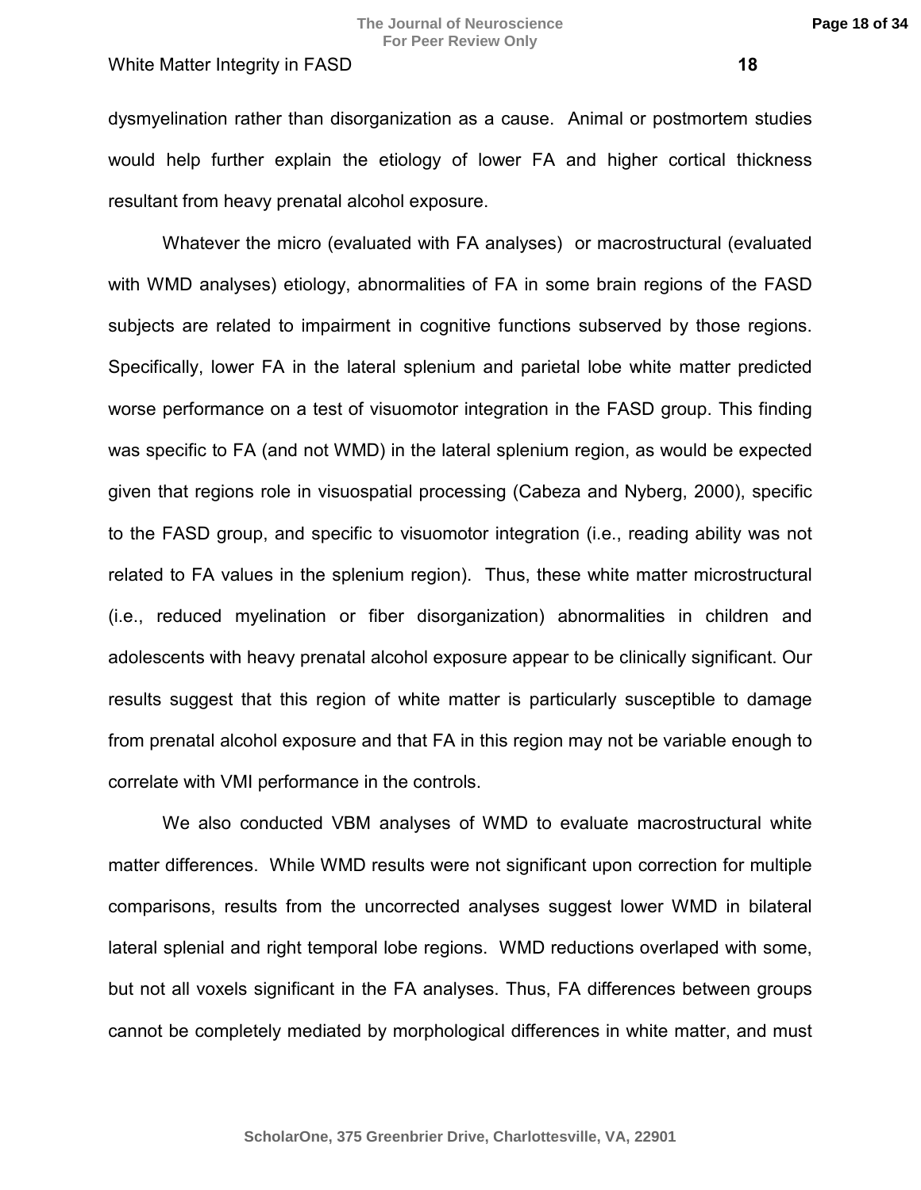dysmyelination rather than disorganization as a cause. Animal or postmortem studies would help further explain the etiology of lower FA and higher cortical thickness resultant from heavy prenatal alcohol exposure.

Whatever the micro (evaluated with FA analyses) or macrostructural (evaluated with WMD analyses) etiology, abnormalities of FA in some brain regions of the FASD subjects are related to impairment in cognitive functions subserved by those regions. Specifically, lower FA in the lateral splenium and parietal lobe white matter predicted worse performance on a test of visuomotor integration in the FASD group. This finding was specific to FA (and not WMD) in the lateral splenium region, as would be expected given that regions role in visuospatial processing (Cabeza and Nyberg, 2000), specific to the FASD group, and specific to visuomotor integration (i.e., reading ability was not related to FA values in the splenium region). Thus, these white matter microstructural (i.e., reduced myelination or fiber disorganization) abnormalities in children and adolescents with heavy prenatal alcohol exposure appear to be clinically significant. Our results suggest that this region of white matter is particularly susceptible to damage from prenatal alcohol exposure and that FA in this region may not be variable enough to correlate with VMI performance in the controls.

We also conducted VBM analyses of WMD to evaluate macrostructural white matter differences. While WMD results were not significant upon correction for multiple comparisons, results from the uncorrected analyses suggest lower WMD in bilateral lateral splenial and right temporal lobe regions. WMD reductions overlaped with some, but not all voxels significant in the FA analyses. Thus, FA differences between groups cannot be completely mediated by morphological differences in white matter, and must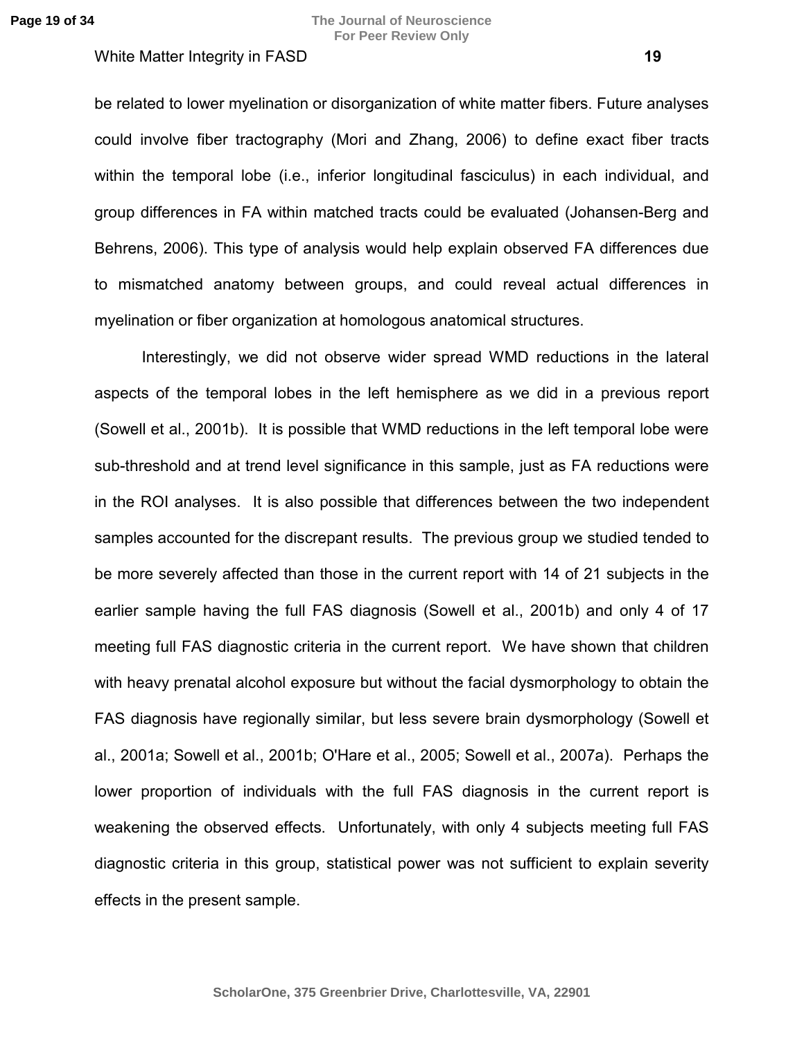be related to lower myelination or disorganization of white matter fibers. Future analyses could involve fiber tractography (Mori and Zhang, 2006) to define exact fiber tracts within the temporal lobe (i.e., inferior longitudinal fasciculus) in each individual, and group differences in FA within matched tracts could be evaluated (Johansen-Berg and Behrens, 2006). This type of analysis would help explain observed FA differences due to mismatched anatomy between groups, and could reveal actual differences in myelination or fiber organization at homologous anatomical structures.

Interestingly, we did not observe wider spread WMD reductions in the lateral aspects of the temporal lobes in the left hemisphere as we did in a previous report (Sowell et al., 2001b). It is possible that WMD reductions in the left temporal lobe were sub-threshold and at trend level significance in this sample, just as FA reductions were in the ROI analyses. It is also possible that differences between the two independent samples accounted for the discrepant results. The previous group we studied tended to be more severely affected than those in the current report with 14 of 21 subjects in the earlier sample having the full FAS diagnosis (Sowell et al., 2001b) and only 4 of 17 meeting full FAS diagnostic criteria in the current report. We have shown that children with heavy prenatal alcohol exposure but without the facial dysmorphology to obtain the FAS diagnosis have regionally similar, but less severe brain dysmorphology (Sowell et al., 2001a; Sowell et al., 2001b; O'Hare et al., 2005; Sowell et al., 2007a). Perhaps the lower proportion of individuals with the full FAS diagnosis in the current report is weakening the observed effects. Unfortunately, with only 4 subjects meeting full FAS diagnostic criteria in this group, statistical power was not sufficient to explain severity effects in the present sample.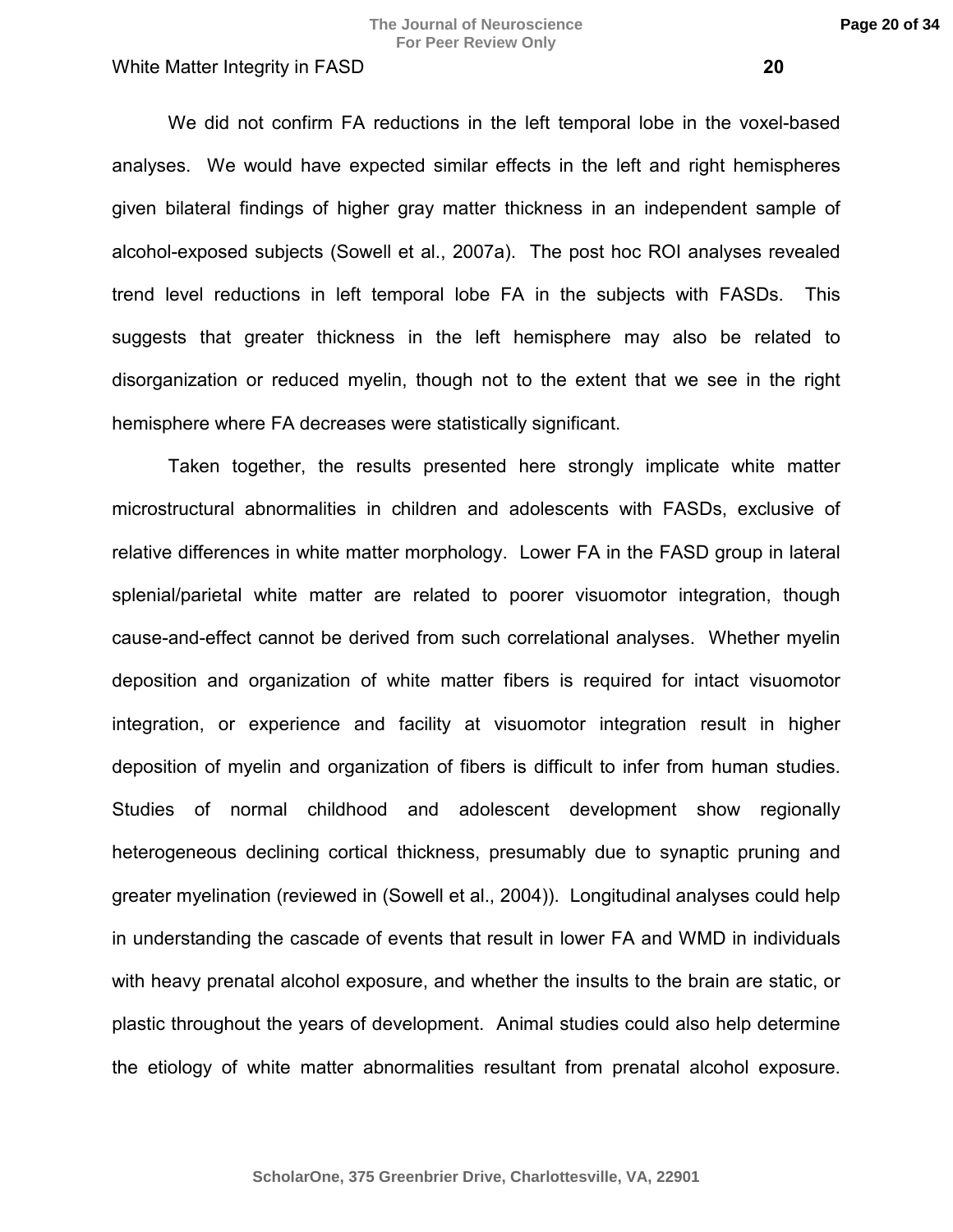We did not confirm FA reductions in the left temporal lobe in the voxel-based analyses. We would have expected similar effects in the left and right hemispheres given bilateral findings of higher gray matter thickness in an independent sample of alcohol-exposed subjects (Sowell et al., 2007a). The post hoc ROI analyses revealed trend level reductions in left temporal lobe FA in the subjects with FASDs. This suggests that greater thickness in the left hemisphere may also be related to disorganization or reduced myelin, though not to the extent that we see in the right hemisphere where FA decreases were statistically significant.

Taken together, the results presented here strongly implicate white matter microstructural abnormalities in children and adolescents with FASDs, exclusive of relative differences in white matter morphology. Lower FA in the FASD group in lateral splenial/parietal white matter are related to poorer visuomotor integration, though cause-and-effect cannot be derived from such correlational analyses. Whether myelin deposition and organization of white matter fibers is required for intact visuomotor integration, or experience and facility at visuomotor integration result in higher deposition of myelin and organization of fibers is difficult to infer from human studies. Studies of normal childhood and adolescent development show regionally heterogeneous declining cortical thickness, presumably due to synaptic pruning and greater myelination (reviewed in (Sowell et al., 2004)). Longitudinal analyses could help in understanding the cascade of events that result in lower FA and WMD in individuals with heavy prenatal alcohol exposure, and whether the insults to the brain are static, or plastic throughout the years of development. Animal studies could also help determine the etiology of white matter abnormalities resultant from prenatal alcohol exposure.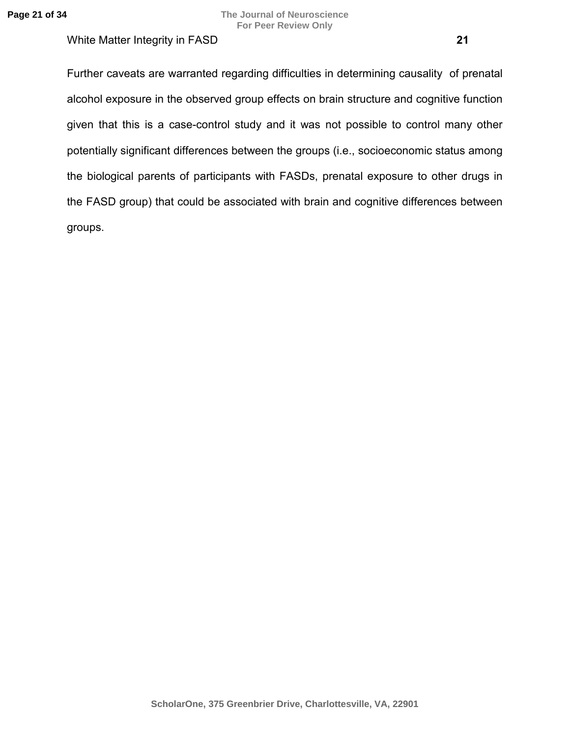Further caveats are warranted regarding difficulties in determining causality  of prenatal alcohol exposure in the observed group effects on brain structure and cognitive function given that this is a case-control study and it was not possible to control many other potentially significant differences between the groups (i.e., socioeconomic status among the biological parents of participants with FASDs, prenatal exposure to other drugs in the FASD group) that could be associated with brain and cognitive differences between groups.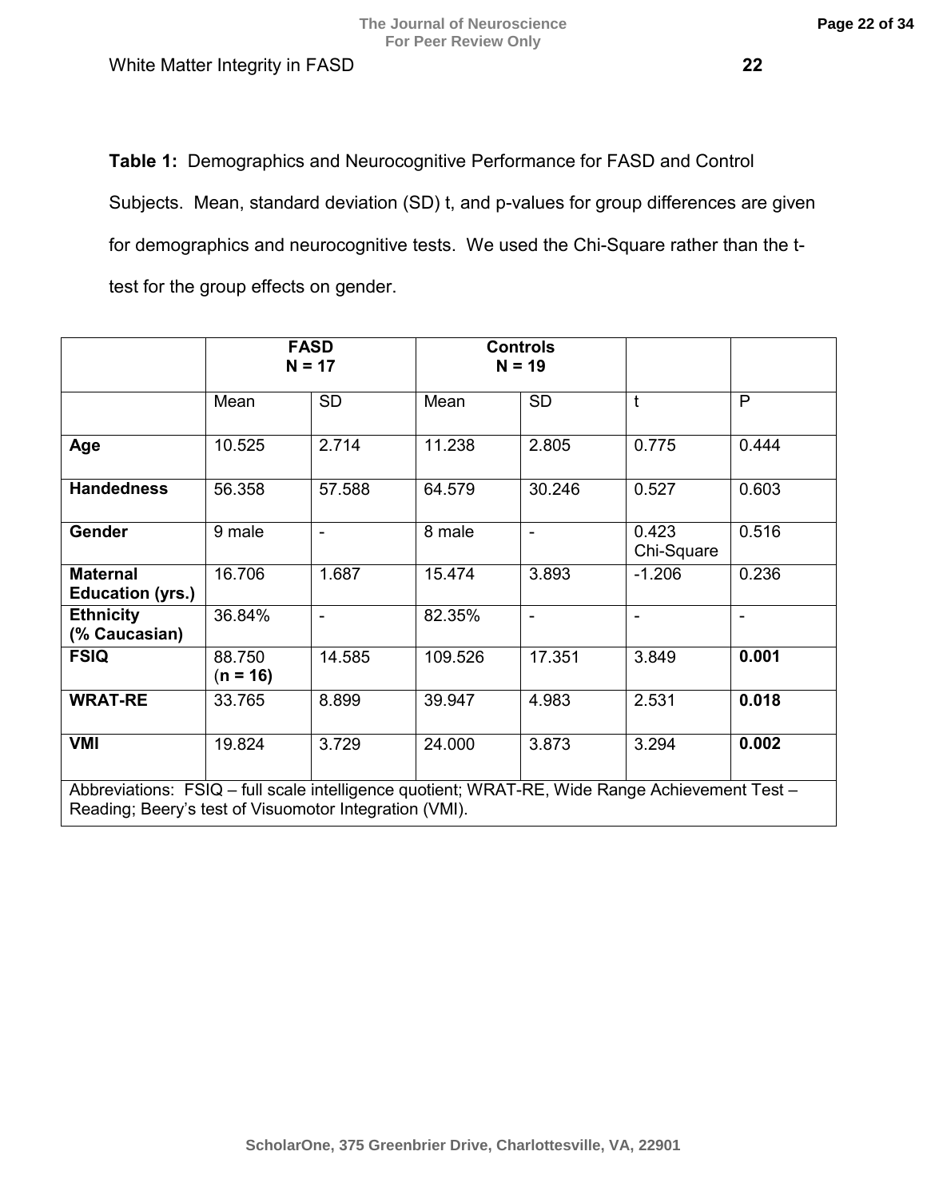**Table 1:** Demographics and Neurocognitive Performance for FASD and Control Subjects. Mean, standard deviation (SD) t, and p-values for group differences are given for demographics and neurocognitive tests. We used the Chi-Square rather than the t-test for the group effects on gender.

| | **FASD N = 17** | | **Controls N = 19** | | | |
|---|---|---|---|---|---|---|
| | Mean | SD | Mean | SD | t | P |
| **Age** | 10.525 | 2.714 | 11.238 | 2.805 | 0.775 | 0.444 |
| **Handedness** | 56.358 | 57.588 | 64.579 | 30.246 | 0.527 | 0.603 |
| **Gender** | 9 male | - | 8 male | - | 0.423 Chi-Square | 0.516 |
| **Maternal Education (yrs.)** | 16.706 | 1.687 | 15.474 | 3.893 | -1.206 | 0.236 |
| **Ethnicity (% Caucasian)** | 36.84% | - | 82.35% | - | - | - |
| **FSIQ** | 88.750 (**n = 16)** | 14.585 | 109.526 | 17.351 | 3.849 | **0.001** |
| **WRAT-RE** | 33.765 | 8.899 | 39.947 | 4.983 | 2.531 | **0.018** |
| **VMI** | 19.824 | 3.729 | 24.000 | 3.873 | 3.294 | **0.002** |

Abbreviations: FSIQ – full scale intelligence quotient; WRAT-RE, Wide Range Achievement Test – Reading; Beery's test of Visuomotor Integration (VMI).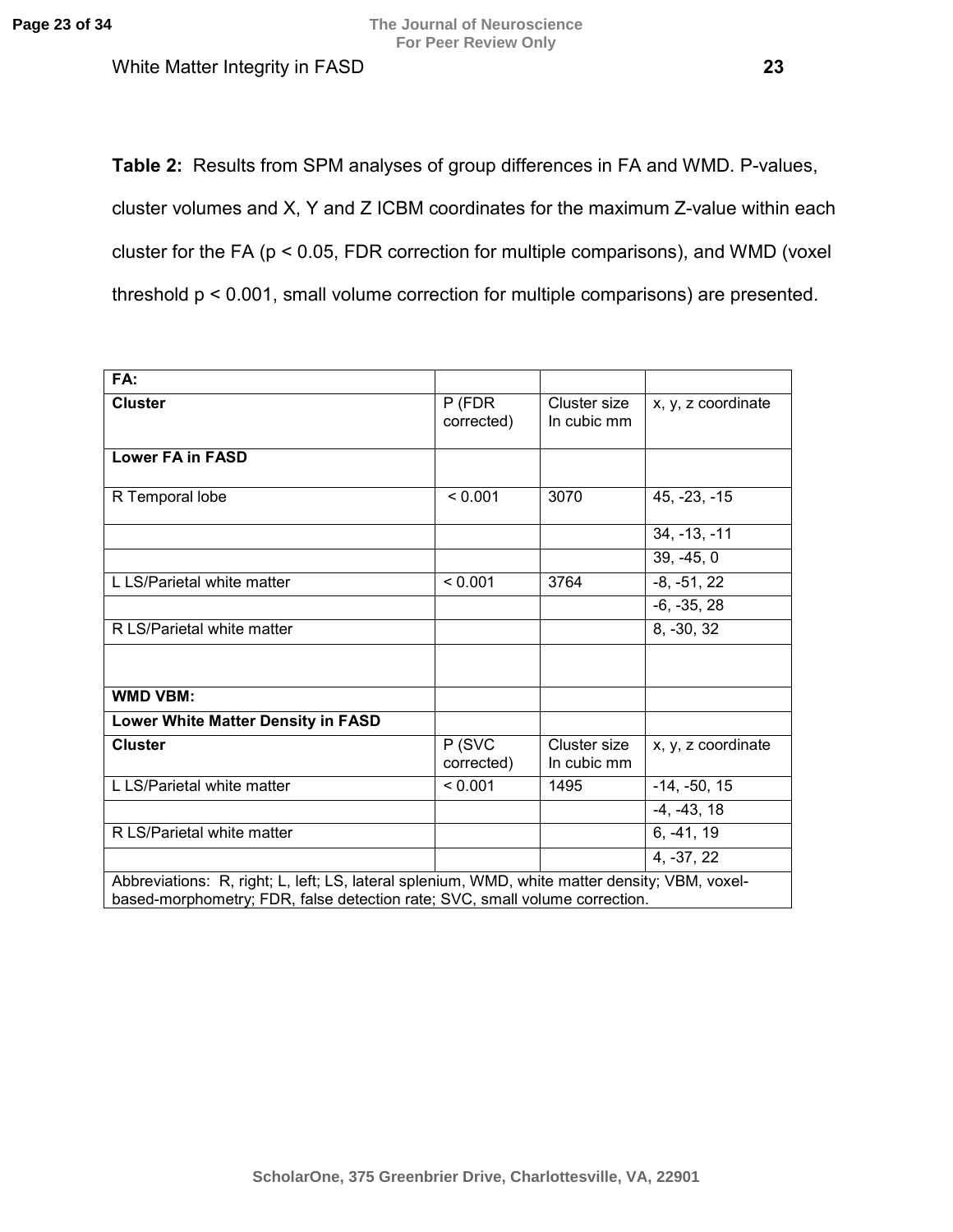**Table 2:** Results from SPM analyses of group differences in FA and WMD. P-values, cluster volumes and X, Y and Z ICBM coordinates for the maximum Z-value within each cluster for the FA ($p < 0.05$, FDR correction for multiple comparisons), and WMD (voxel threshold $p < 0.001$, small volume correction for multiple comparisons) are presented.

| **FA:** | | | |
|---|---|---|---|
| **Cluster** | P (FDR corrected) | Cluster size In cubic mm | x, y, z coordinate |
| **Lower FA in FASD** | | | |
| R Temporal lobe | < 0.001 | 3070 | 45, -23, -15 |
| | | | 34, -13, -11 |
| | | | 39, -45, 0 |
| L LS/Parietal white matter | < 0.001 | 3764 | -8, -51, 22 |
| | | | -6, -35, 28 |
| R LS/Parietal white matter | | | 8, -30, 32 |
| | | | |
| **WMD VBM:** | | | |
| **Lower White Matter Density in FASD** | | | |
| **Cluster** | P (SVC corrected) | Cluster size In cubic mm | x, y, z coordinate |
| L LS/Parietal white matter | < 0.001 | 1495 | -14, -50, 15 |
| | | | -4, -43, 18 |
| R LS/Parietal white matter | | | 6, -41, 19 |
| | | | 4, -37, 22 |

Abbreviations: R, right; L, left; LS, lateral splenium, WMD, white matter density; VBM, voxel-based-morphometry; FDR, false detection rate; SVC, small volume correction.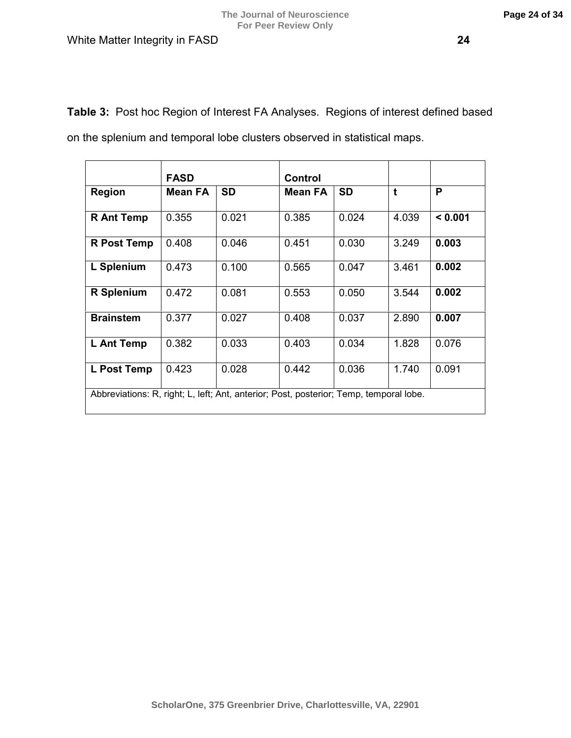**Table 3:** Post hoc Region of Interest FA Analyses. Regions of interest defined based on the splenium and temporal lobe clusters observed in statistical maps.

| | FASD | | Control | | | |
|---|---|---|---|---|---|---|
| **Region** | **Mean FA** | **SD** | **Mean FA** | **SD** | **t** | **P** |
| **R Ant Temp** | 0.355 | 0.021 | 0.385 | 0.024 | 4.039 | **< 0.001** |
| **R Post Temp** | 0.408 | 0.046 | 0.451 | 0.030 | 3.249 | **0.003** |
| **L Splenium** | 0.473 | 0.100 | 0.565 | 0.047 | 3.461 | **0.002** |
| **R Splenium** | 0.472 | 0.081 | 0.553 | 0.050 | 3.544 | **0.002** |
| **Brainstem** | 0.377 | 0.027 | 0.408 | 0.037 | 2.890 | **0.007** |
| **L Ant Temp** | 0.382 | 0.033 | 0.403 | 0.034 | 1.828 | 0.076 |
| **L Post Temp** | 0.423 | 0.028 | 0.442 | 0.036 | 1.740 | 0.091 |

Abbreviations: R, right; L, left; Ant, anterior; Post, posterior; Temp, temporal lobe.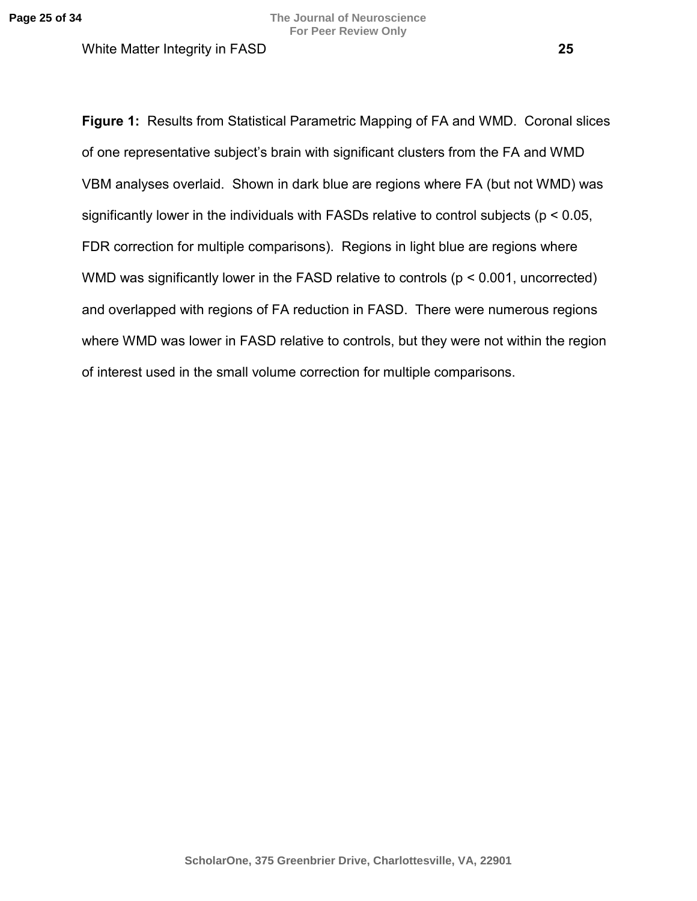**Figure 1:** Results from Statistical Parametric Mapping of FA and WMD. Coronal slices of one representative subject's brain with significant clusters from the FA and WMD VBM analyses overlaid. Shown in dark blue are regions where FA (but not WMD) was significantly lower in the individuals with FASDs relative to control subjects ($p < 0.05$, FDR correction for multiple comparisons). Regions in light blue are regions where WMD was significantly lower in the FASD relative to controls ($p < 0.001$, uncorrected) and overlapped with regions of FA reduction in FASD. There were numerous regions where WMD was lower in FASD relative to controls, but they were not within the region of interest used in the small volume correction for multiple comparisons.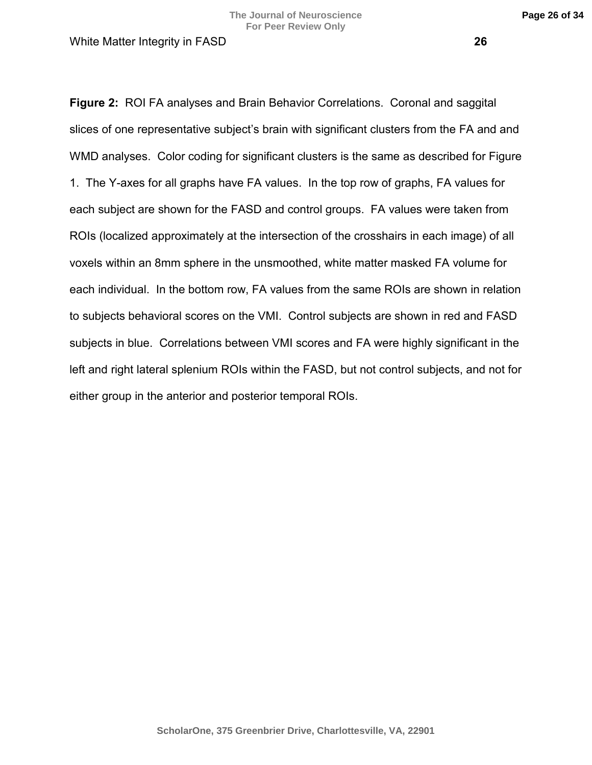**Figure 2:** ROI FA analyses and Brain Behavior Correlations. Coronal and saggital slices of one representative subject's brain with significant clusters from the FA and and WMD analyses. Color coding for significant clusters is the same as described for Figure 1. The Y-axes for all graphs have FA values. In the top row of graphs, FA values for each subject are shown for the FASD and control groups. FA values were taken from ROIs (localized approximately at the intersection of the crosshairs in each image) of all voxels within an 8mm sphere in the unsmoothed, white matter masked FA volume for each individual. In the bottom row, FA values from the same ROIs are shown in relation to subjects behavioral scores on the VMI. Control subjects are shown in red and FASD subjects in blue. Correlations between VMI scores and FA were highly significant in the left and right lateral splenium ROIs within the FASD, but not control subjects, and not for either group in the anterior and posterior temporal ROIs.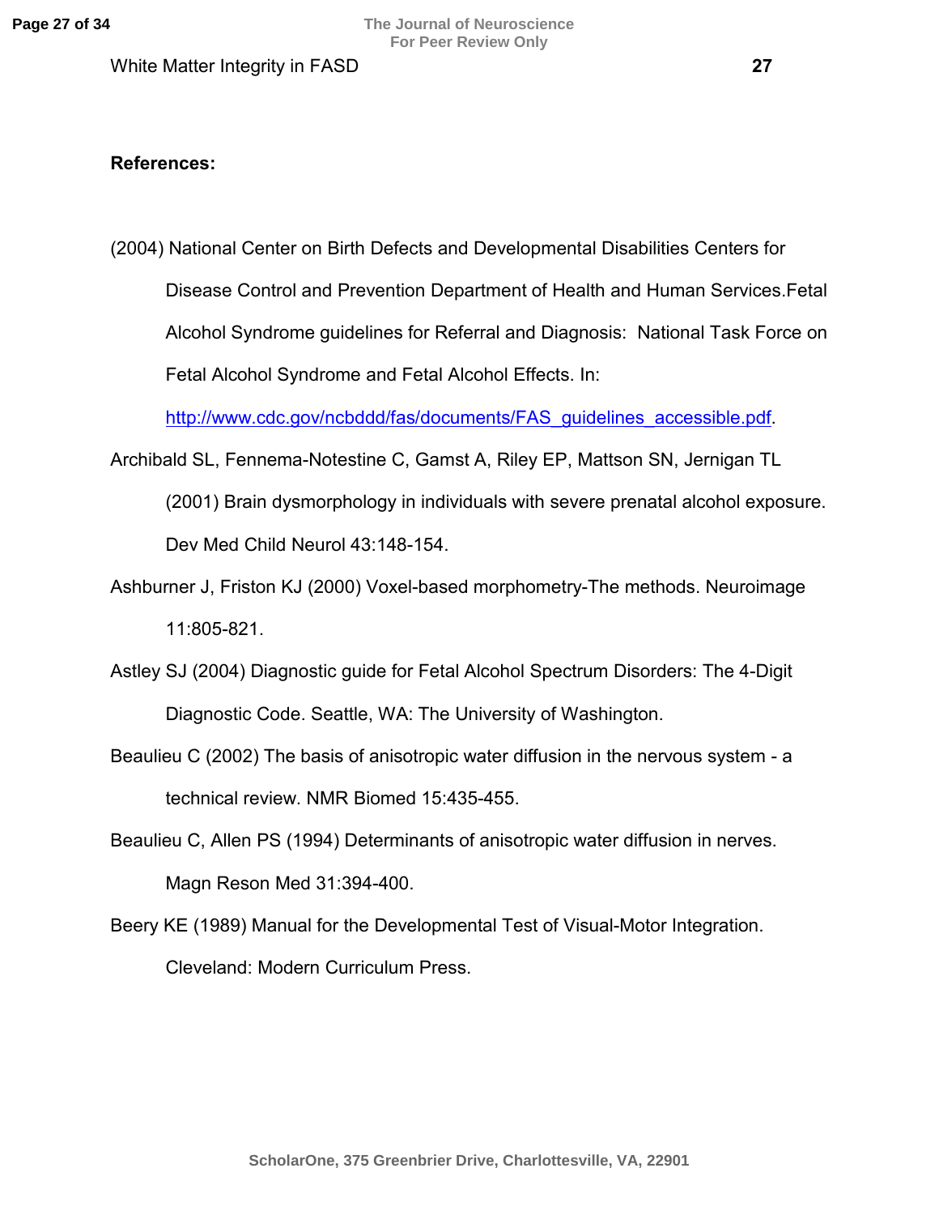**References:**

(2004) National Center on Birth Defects and Developmental Disabilities Centers for Disease Control and Prevention Department of Health and Human Services.Fetal Alcohol Syndrome guidelines for Referral and Diagnosis: National Task Force on Fetal Alcohol Syndrome and Fetal Alcohol Effects. In: http://www.cdc.gov/ncbddd/fas/documents/FAS_guidelines_accessible.pdf.

Archibald SL, Fennema-Notestine C, Gamst A, Riley EP, Mattson SN, Jernigan TL (2001) Brain dysmorphology in individuals with severe prenatal alcohol exposure. Dev Med Child Neurol 43:148-154.

Ashburner J, Friston KJ (2000) Voxel-based morphometry-The methods. Neuroimage 11:805-821.

Astley SJ (2004) Diagnostic guide for Fetal Alcohol Spectrum Disorders: The 4-Digit Diagnostic Code. Seattle, WA: The University of Washington.

Beaulieu C (2002) The basis of anisotropic water diffusion in the nervous system - a technical review. NMR Biomed 15:435-455.

Beaulieu C, Allen PS (1994) Determinants of anisotropic water diffusion in nerves. Magn Reson Med 31:394-400.

Beery KE (1989) Manual for the Developmental Test of Visual-Motor Integration. Cleveland: Modern Curriculum Press.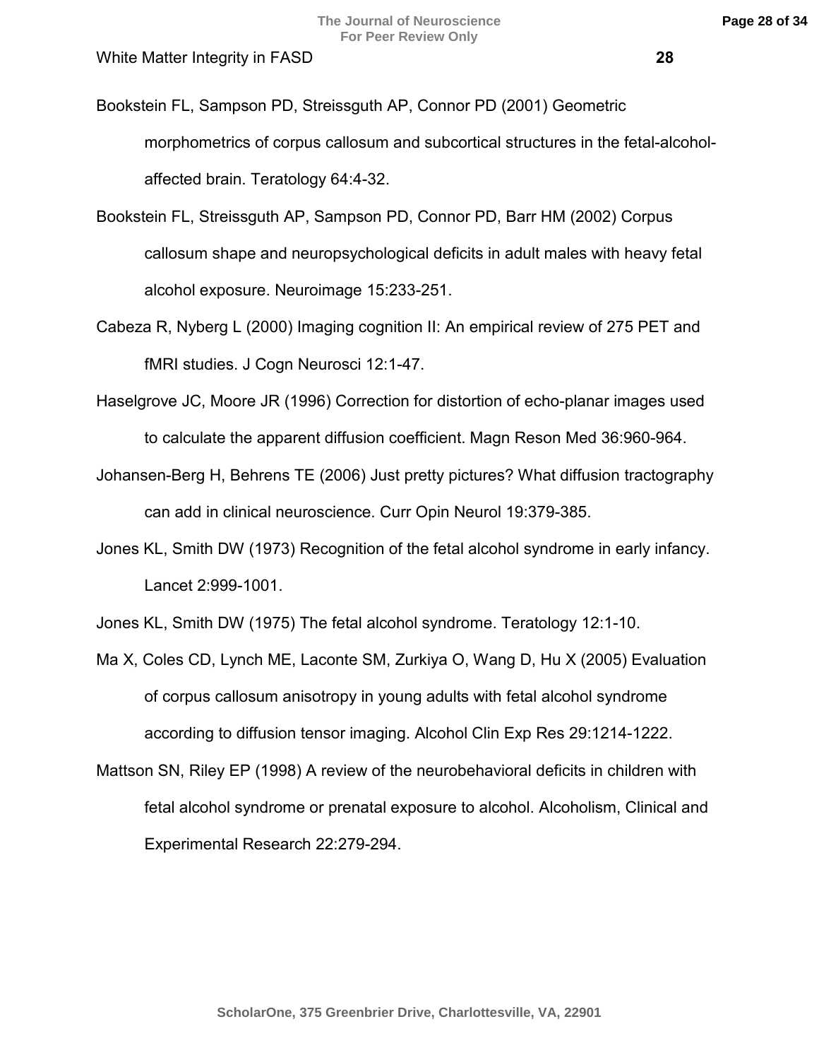Bookstein FL, Sampson PD, Streissguth AP, Connor PD (2001) Geometric morphometrics of corpus callosum and subcortical structures in the fetal-alcohol-affected brain. Teratology 64:4-32.

Bookstein FL, Streissguth AP, Sampson PD, Connor PD, Barr HM (2002) Corpus callosum shape and neuropsychological deficits in adult males with heavy fetal alcohol exposure. Neuroimage 15:233-251.

Cabeza R, Nyberg L (2000) Imaging cognition II: An empirical review of 275 PET and fMRI studies. J Cogn Neurosci 12:1-47.

Haselgrove JC, Moore JR (1996) Correction for distortion of echo-planar images used to calculate the apparent diffusion coefficient. Magn Reson Med 36:960-964.

Johansen-Berg H, Behrens TE (2006) Just pretty pictures? What diffusion tractography can add in clinical neuroscience. Curr Opin Neurol 19:379-385.

Jones KL, Smith DW (1973) Recognition of the fetal alcohol syndrome in early infancy. Lancet 2:999-1001.

Jones KL, Smith DW (1975) The fetal alcohol syndrome. Teratology 12:1-10.

Ma X, Coles CD, Lynch ME, Laconte SM, Zurkiya O, Wang D, Hu X (2005) Evaluation of corpus callosum anisotropy in young adults with fetal alcohol syndrome according to diffusion tensor imaging. Alcohol Clin Exp Res 29:1214-1222.

Mattson SN, Riley EP (1998) A review of the neurobehavioral deficits in children with fetal alcohol syndrome or prenatal exposure to alcohol. Alcoholism, Clinical and Experimental Research 22:279-294.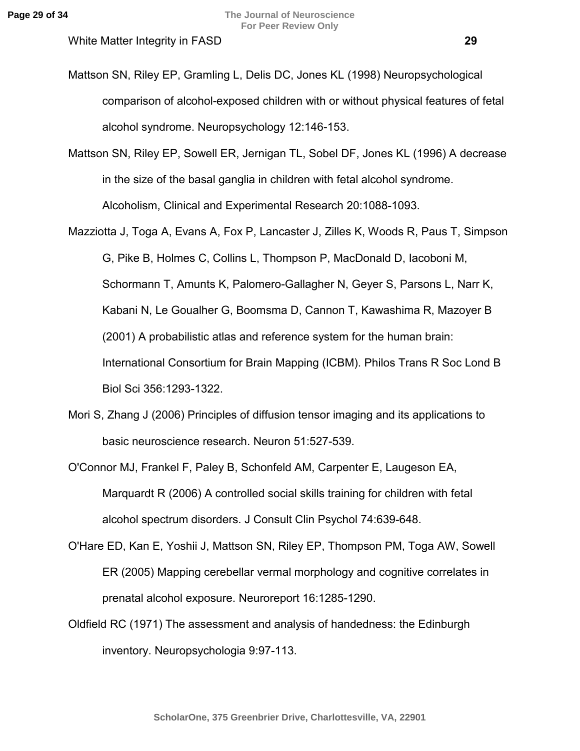Mattson SN, Riley EP, Gramling L, Delis DC, Jones KL (1998) Neuropsychological comparison of alcohol-exposed children with or without physical features of fetal alcohol syndrome. Neuropsychology 12:146-153.

Mattson SN, Riley EP, Sowell ER, Jernigan TL, Sobel DF, Jones KL (1996) A decrease in the size of the basal ganglia in children with fetal alcohol syndrome. Alcoholism, Clinical and Experimental Research 20:1088-1093.

Mazziotta J, Toga A, Evans A, Fox P, Lancaster J, Zilles K, Woods R, Paus T, Simpson G, Pike B, Holmes C, Collins L, Thompson P, MacDonald D, Iacoboni M, Schormann T, Amunts K, Palomero-Gallagher N, Geyer S, Parsons L, Narr K, Kabani N, Le Goualher G, Boomsma D, Cannon T, Kawashima R, Mazoyer B (2001) A probabilistic atlas and reference system for the human brain: International Consortium for Brain Mapping (ICBM). Philos Trans R Soc Lond B Biol Sci 356:1293-1322.

Mori S, Zhang J (2006) Principles of diffusion tensor imaging and its applications to basic neuroscience research. Neuron 51:527-539.

O'Connor MJ, Frankel F, Paley B, Schonfeld AM, Carpenter E, Laugeson EA, Marquardt R (2006) A controlled social skills training for children with fetal alcohol spectrum disorders. J Consult Clin Psychol 74:639-648.

O'Hare ED, Kan E, Yoshii J, Mattson SN, Riley EP, Thompson PM, Toga AW, Sowell ER (2005) Mapping cerebellar vermal morphology and cognitive correlates in prenatal alcohol exposure. Neuroreport 16:1285-1290.

Oldfield RC (1971) The assessment and analysis of handedness: the Edinburgh inventory. Neuropsychologia 9:97-113.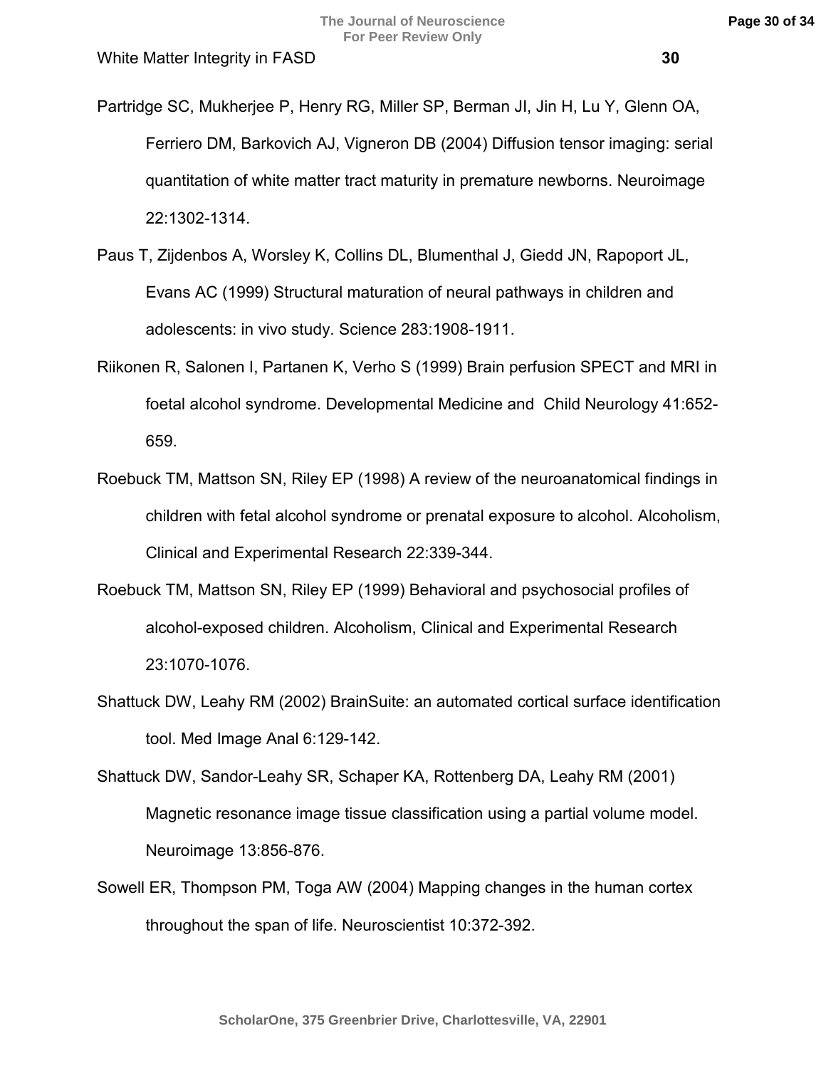Partridge SC, Mukherjee P, Henry RG, Miller SP, Berman JI, Jin H, Lu Y, Glenn OA, Ferriero DM, Barkovich AJ, Vigneron DB (2004) Diffusion tensor imaging: serial quantitation of white matter tract maturity in premature newborns. Neuroimage 22:1302-1314.

Paus T, Zijdenbos A, Worsley K, Collins DL, Blumenthal J, Giedd JN, Rapoport JL, Evans AC (1999) Structural maturation of neural pathways in children and adolescents: in vivo study. Science 283:1908-1911.

Riikonen R, Salonen I, Partanen K, Verho S (1999) Brain perfusion SPECT and MRI in foetal alcohol syndrome. Developmental Medicine and Child Neurology 41:652-659.

Roebuck TM, Mattson SN, Riley EP (1998) A review of the neuroanatomical findings in children with fetal alcohol syndrome or prenatal exposure to alcohol. Alcoholism, Clinical and Experimental Research 22:339-344.

Roebuck TM, Mattson SN, Riley EP (1999) Behavioral and psychosocial profiles of alcohol-exposed children. Alcoholism, Clinical and Experimental Research 23:1070-1076.

Shattuck DW, Leahy RM (2002) BrainSuite: an automated cortical surface identification tool. Med Image Anal 6:129-142.

Shattuck DW, Sandor-Leahy SR, Schaper KA, Rottenberg DA, Leahy RM (2001) Magnetic resonance image tissue classification using a partial volume model. Neuroimage 13:856-876.

Sowell ER, Thompson PM, Toga AW (2004) Mapping changes in the human cortex throughout the span of life. Neuroscientist 10:372-392.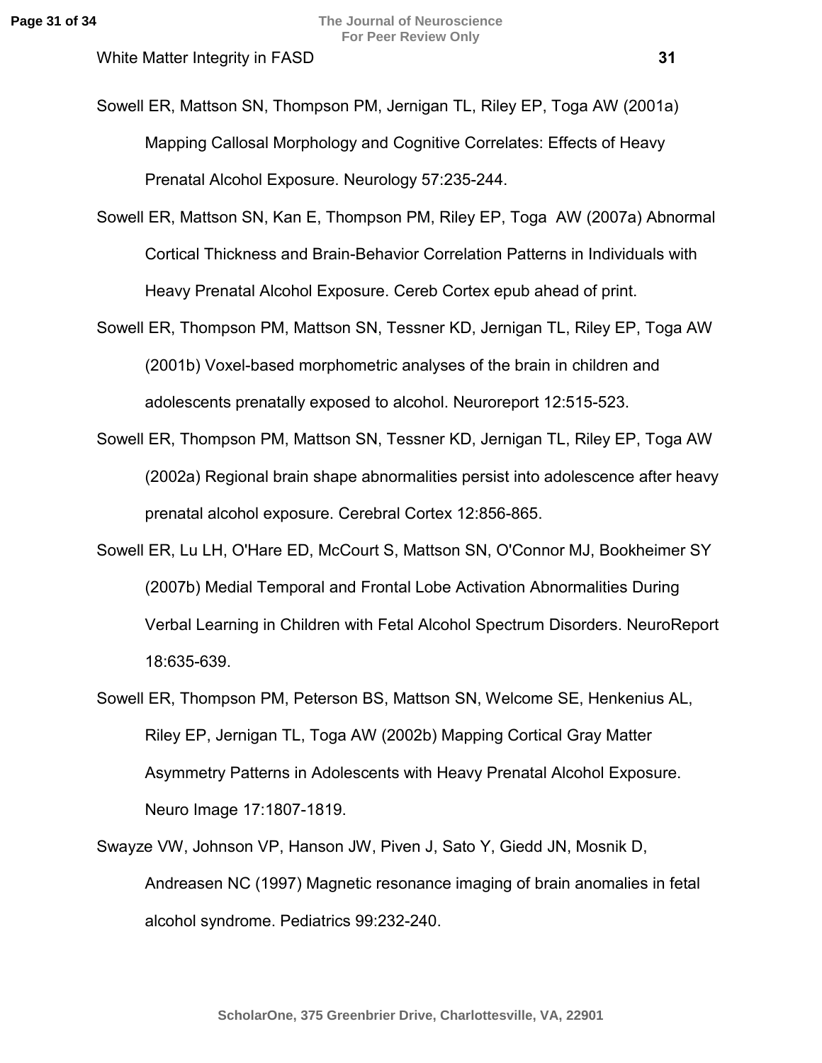Sowell ER, Mattson SN, Thompson PM, Jernigan TL, Riley EP, Toga AW (2001a) Mapping Callosal Morphology and Cognitive Correlates: Effects of Heavy Prenatal Alcohol Exposure. Neurology 57:235-244.

Sowell ER, Mattson SN, Kan E, Thompson PM, Riley EP, Toga AW (2007a) Abnormal Cortical Thickness and Brain-Behavior Correlation Patterns in Individuals with Heavy Prenatal Alcohol Exposure. Cereb Cortex epub ahead of print.

Sowell ER, Thompson PM, Mattson SN, Tessner KD, Jernigan TL, Riley EP, Toga AW (2001b) Voxel-based morphometric analyses of the brain in children and adolescents prenatally exposed to alcohol. Neuroreport 12:515-523.

Sowell ER, Thompson PM, Mattson SN, Tessner KD, Jernigan TL, Riley EP, Toga AW (2002a) Regional brain shape abnormalities persist into adolescence after heavy prenatal alcohol exposure. Cerebral Cortex 12:856-865.

Sowell ER, Lu LH, O'Hare ED, McCourt S, Mattson SN, O'Connor MJ, Bookheimer SY (2007b) Medial Temporal and Frontal Lobe Activation Abnormalities During Verbal Learning in Children with Fetal Alcohol Spectrum Disorders. NeuroReport 18:635-639.

Sowell ER, Thompson PM, Peterson BS, Mattson SN, Welcome SE, Henkenius AL, Riley EP, Jernigan TL, Toga AW (2002b) Mapping Cortical Gray Matter Asymmetry Patterns in Adolescents with Heavy Prenatal Alcohol Exposure. Neuro Image 17:1807-1819.

Swayze VW, Johnson VP, Hanson JW, Piven J, Sato Y, Giedd JN, Mosnik D, Andreasen NC (1997) Magnetic resonance imaging of brain anomalies in fetal alcohol syndrome. Pediatrics 99:232-240.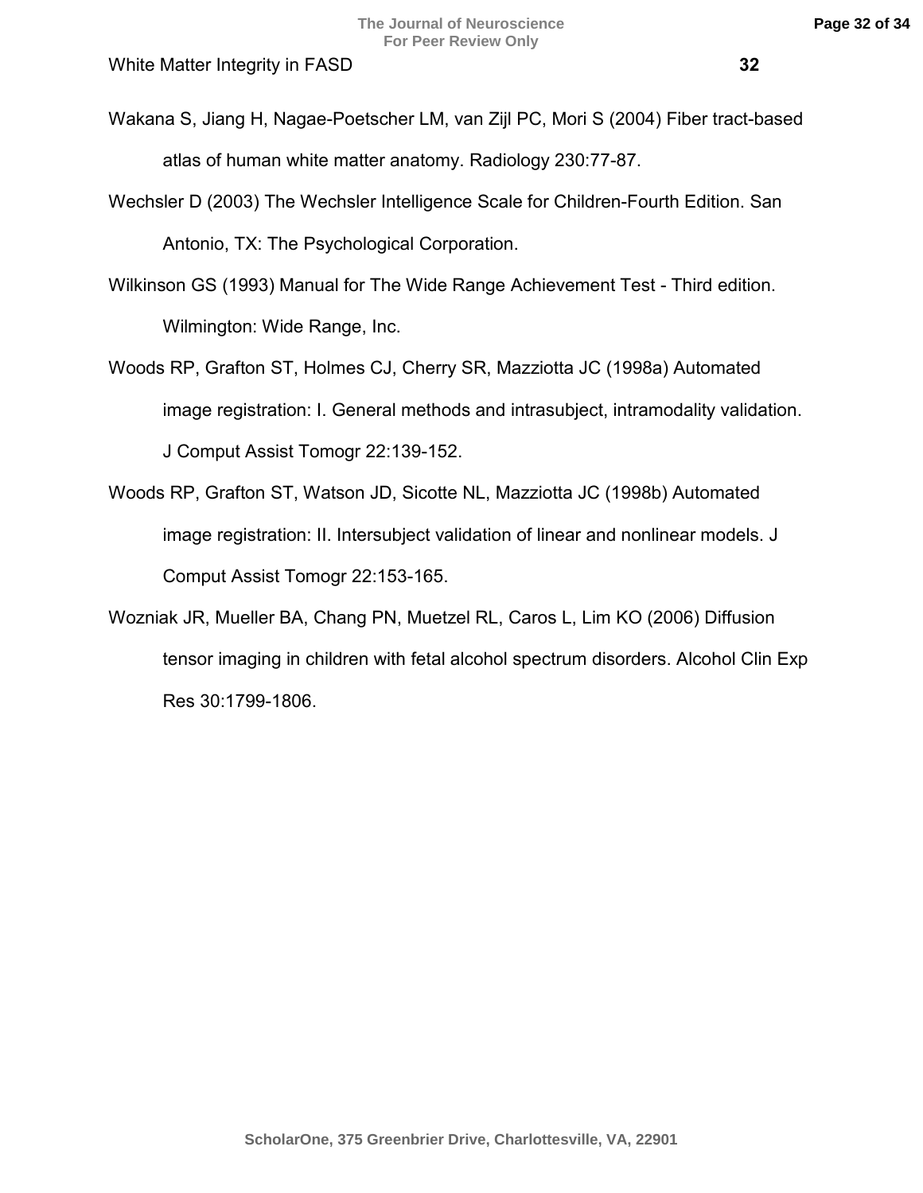Wakana S, Jiang H, Nagae-Poetscher LM, van Zijl PC, Mori S (2004) Fiber tract-based atlas of human white matter anatomy. Radiology 230:77-87.

Wechsler D (2003) The Wechsler Intelligence Scale for Children-Fourth Edition. San Antonio, TX: The Psychological Corporation.

Wilkinson GS (1993) Manual for The Wide Range Achievement Test - Third edition. Wilmington: Wide Range, Inc.

Woods RP, Grafton ST, Holmes CJ, Cherry SR, Mazziotta JC (1998a) Automated image registration: I. General methods and intrasubject, intramodality validation. J Comput Assist Tomogr 22:139-152.

Woods RP, Grafton ST, Watson JD, Sicotte NL, Mazziotta JC (1998b) Automated image registration: II. Intersubject validation of linear and nonlinear models. J Comput Assist Tomogr 22:153-165.

Wozniak JR, Mueller BA, Chang PN, Muetzel RL, Caros L, Lim KO (2006) Diffusion tensor imaging in children with fetal alcohol spectrum disorders. Alcohol Clin Exp Res 30:1799-1806.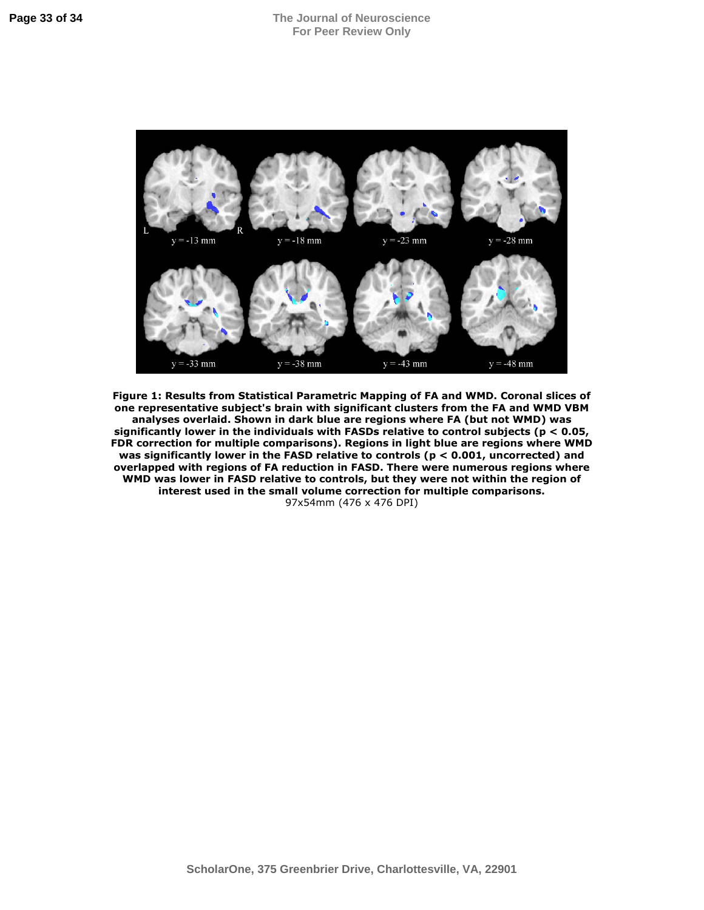**Figure 1: Results from Statistical Parametric Mapping of FA and WMD. Coronal slices of one representative subject's brain with significant clusters from the FA and WMD VBM analyses overlaid. Shown in dark blue are regions where FA (but not WMD) was significantly lower in the individuals with FASDs relative to control subjects ($p < 0.05$, FDR correction for multiple comparisons). Regions in light blue are regions where WMD was significantly lower in the FASD relative to controls ($p < 0.001$, uncorrected) and overlapped with regions of FA reduction in FASD. There were numerous regions where WMD was lower in FASD relative to controls, but they were not within the region of interest used in the small volume correction for multiple comparisons.**

97x54mm (476 x 476 DPI)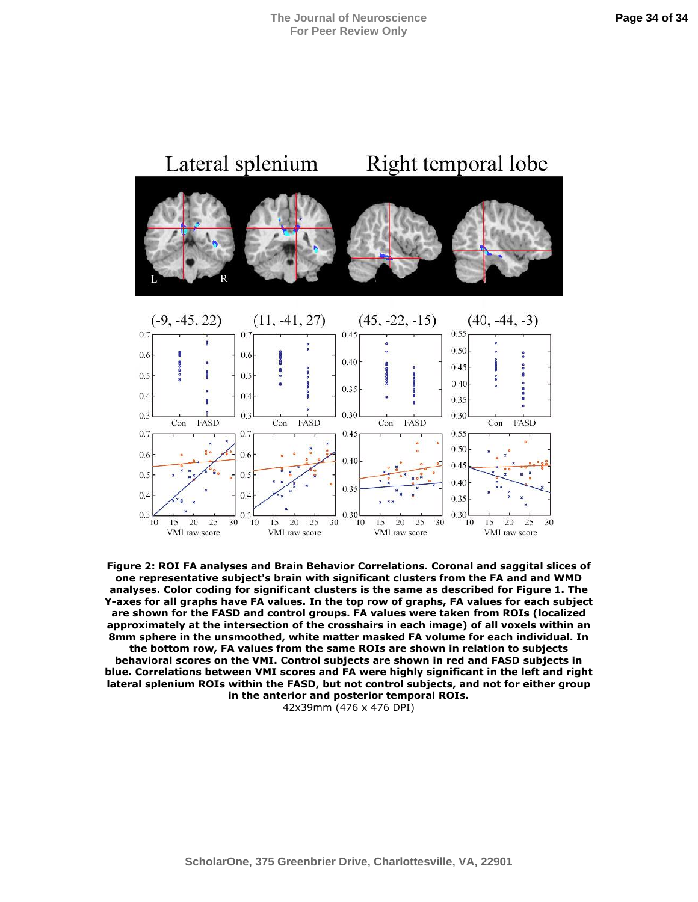Lateral splenium

Right temporal lobe

L

R

(-9, -45, 22)

(11, -41, 27)

(45, -22, -15)

(40, -44, -3)

0.7
0.6
0.5
0.4
0.3

Con FASD

0.45
0.40
0.35
0.30

0.55
0.50
0.45
0.40
0.35
0.30

10 15 20 25 30

VMI raw score

**Figure 2: ROI FA analyses and Brain Behavior Correlations. Coronal and saggital slices of one representative subject's brain with significant clusters from the FA and WMD analyses. Color coding for significant clusters is the same as described for Figure 1. The Y-axes for all graphs have FA values. In the top row of graphs, FA values for each subject are shown for the FASD and control groups. FA values were taken from ROIs (localized approximately at the intersection of the crosshairs in each image) of all voxels within an 8mm sphere in the unsmoothed, white matter masked FA volume for each individual. In the bottom row, FA values from the same ROIs are shown in relation to subjects behavioral scores on the VMI. Control subjects are shown in red and FASD subjects in blue. Correlations between VMI scores and FA were highly significant in the left and right lateral splenium ROIs within the FASD, but not control subjects, and not for either group in the anterior and posterior temporal ROIs.**

42x39mm (476 x 476 DPI)